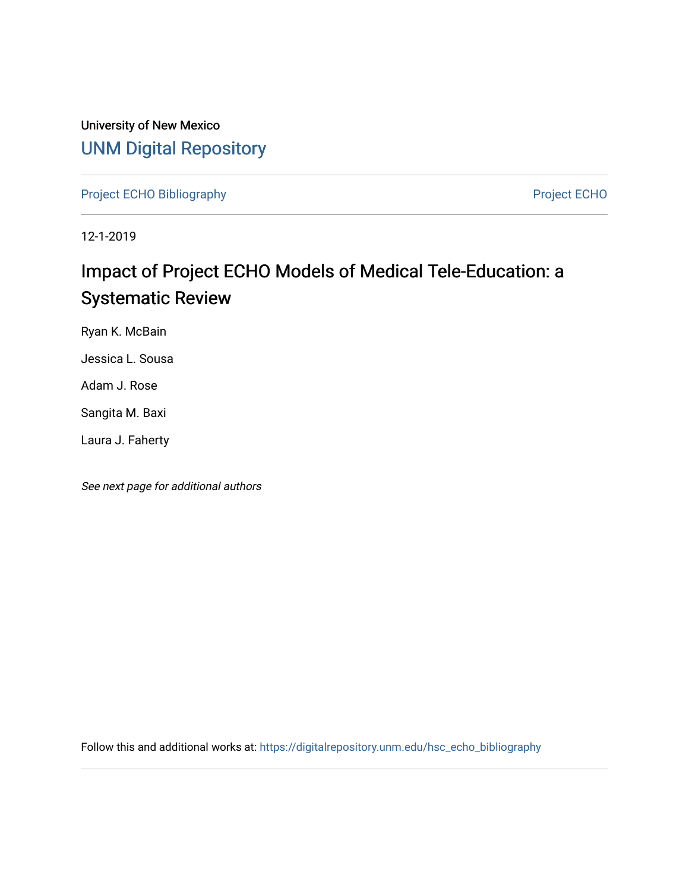University of New Mexico

# UNM Digital Repository

Project ECHO Bibliography

Project ECHO

12-1-2019

# Impact of Project ECHO Models of Medical Tele-Education: a Systematic Review

Ryan K. McBain

Jessica L. Sousa

Adam J. Rose

Sangita M. Baxi

Laura J. Faherty

*See next page for additional authors*

Follow this and additional works at: https://digitalrepository.unm.edu/hsc_echo_bibliography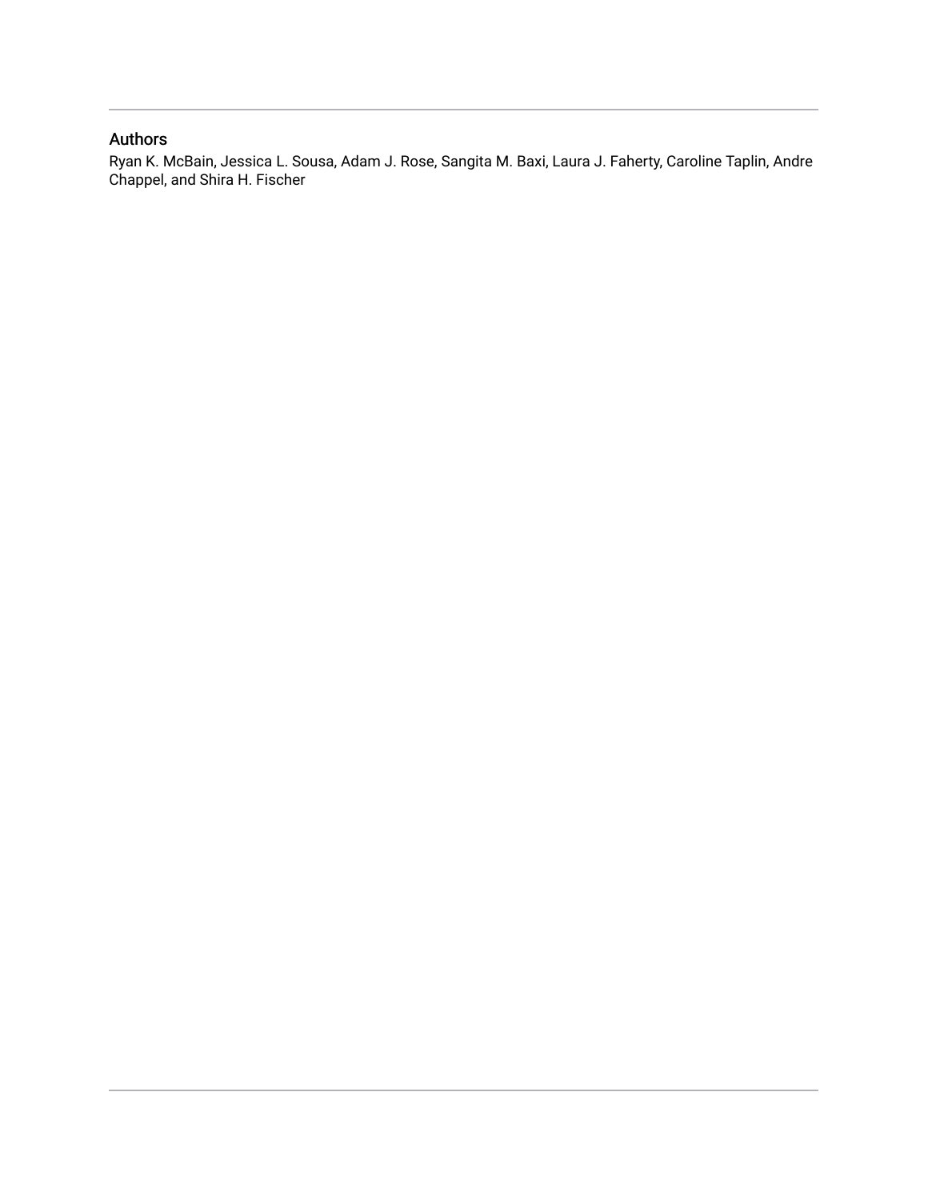## Authors

Ryan K. McBain, Jessica L. Sousa, Adam J. Rose, Sangita M. Baxi, Laura J. Faherty, Caroline Taplin, Andre Chappel, and Shira H. Fischer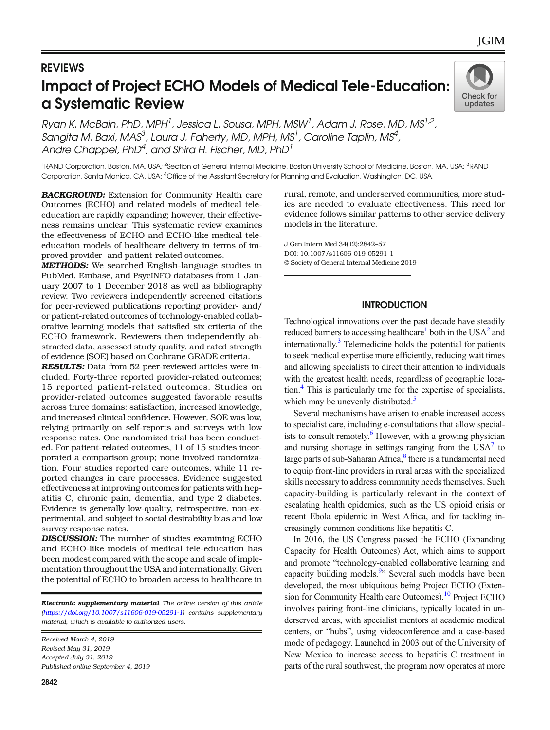## REVIEWS

# Impact of Project ECHO Models of Medical Tele-Education: a Systematic Review

*Ryan K. McBain, PhD, MPH*[1], *Jessica L. Sousa, MPH, MSW*[1], *Adam J. Rose, MD, MS*[1,2], *Sangita M. Baxi, MAS*[3], *Laura J. Faherty, MD, MPH, MS*[1], *Caroline Taplin, MS*[4], *Andre Chappel, PhD*[4], and *Shira H. Fischer, MD, PhD*[1]

[1]RAND Corporation, Boston, MA, USA; [2]Section of General Internal Medicine, Boston University School of Medicine, Boston, MA, USA; [3]RAND Corporation, Santa Monica, CA, USA; [4]Office of the Assistant Secretary for Planning and Evaluation, Washington, DC, USA.

***BACKGROUND:*** Extension for Community Health care Outcomes (ECHO) and related models of medical tele-education are rapidly expanding; however, their effectiveness remains unclear. This systematic review examines the effectiveness of ECHO and ECHO-like medical tele-education models of healthcare delivery in terms of improved provider- and patient-related outcomes.

***METHODS:*** We searched English-language studies in PubMed, Embase, and PsycINFO databases from 1 January 2007 to 1 December 2018 as well as bibliography review. Two reviewers independently screened citations for peer-reviewed publications reporting provider- and/or patient-related outcomes of technology-enabled collaborative learning models that satisfied six criteria of the ECHO framework. Reviewers then independently abstracted data, assessed study quality, and rated strength of evidence (SOE) based on Cochrane GRADE criteria.

***RESULTS:*** Data from 52 peer-reviewed articles were included. Forty-three reported provider-related outcomes; 15 reported patient-related outcomes. Studies on provider-related outcomes suggested favorable results across three domains: satisfaction, increased knowledge, and increased clinical confidence. However, SOE was low, relying primarily on self-reports and surveys with low response rates. One randomized trial has been conducted. For patient-related outcomes, 11 of 15 studies incorporated a comparison group; none involved randomization. Four studies reported care outcomes, while 11 reported changes in care processes. Evidence suggested effectiveness at improving outcomes for patients with hepatitis C, chronic pain, dementia, and type 2 diabetes. Evidence is generally low-quality, retrospective, non-experimental, and subject to social desirability bias and low survey response rates.

***DISCUSSION:*** The number of studies examining ECHO and ECHO-like models of medical tele-education has been modest compared with the scope and scale of implementation throughout the USA and internationally. Given the potential of ECHO to broaden access to healthcare in rural, remote, and underserved communities, more studies are needed to evaluate effectiveness. This need for evidence follows similar patterns to other service delivery models in the literature.

J Gen Intern Med 34(12):2842–57
DOI: 10.1007/s11606-019-05291-1
© Society of General Internal Medicine 2019

***Electronic supplementary material*** *The online version of this article (https://doi.org/10.1007/s11606-019-05291-1) contains supplementary material, which is available to authorized users.*

*Received March 4, 2019*
*Revised May 31, 2019*
*Accepted July 31, 2019*
*Published online September 4, 2019*

## INTRODUCTION

Technological innovations over the past decade have steadily reduced barriers to accessing healthcare[1] both in the USA[2] and internationally.[3] Telemedicine holds the potential for patients to seek medical expertise more efficiently, reducing wait times and allowing specialists to direct their attention to individuals with the greatest health needs, regardless of geographic location.[4] This is particularly true for the expertise of specialists, which may be unevenly distributed.[5]

Several mechanisms have arisen to enable increased access to specialist care, including e-consultations that allow specialists to consult remotely.[6] However, with a growing physician and nursing shortage in settings ranging from the USA[7] to large parts of sub-Saharan Africa,[8] there is a fundamental need to equip front-line providers in rural areas with the specialized skills necessary to address community needs themselves. Such capacity-building is particularly relevant in the context of escalating health epidemics, such as the US opioid crisis or recent Ebola epidemic in West Africa, and for tackling increasingly common conditions like hepatitis C.

In 2016, the US Congress passed the ECHO (Expanding Capacity for Health Outcomes) Act, which aims to support and promote "technology-enabled collaborative learning and capacity building models.[9]" Several such models have been developed, the most ubiquitous being Project ECHO (Extension for Community Health care Outcomes).[10] Project ECHO involves pairing front-line clinicians, typically located in underserved areas, with specialist mentors at academic medical centers, or "hubs", using videoconference and a case-based mode of pedagogy. Launched in 2003 out of the University of New Mexico to increase access to hepatitis C treatment in parts of the rural southwest, the program now operates at more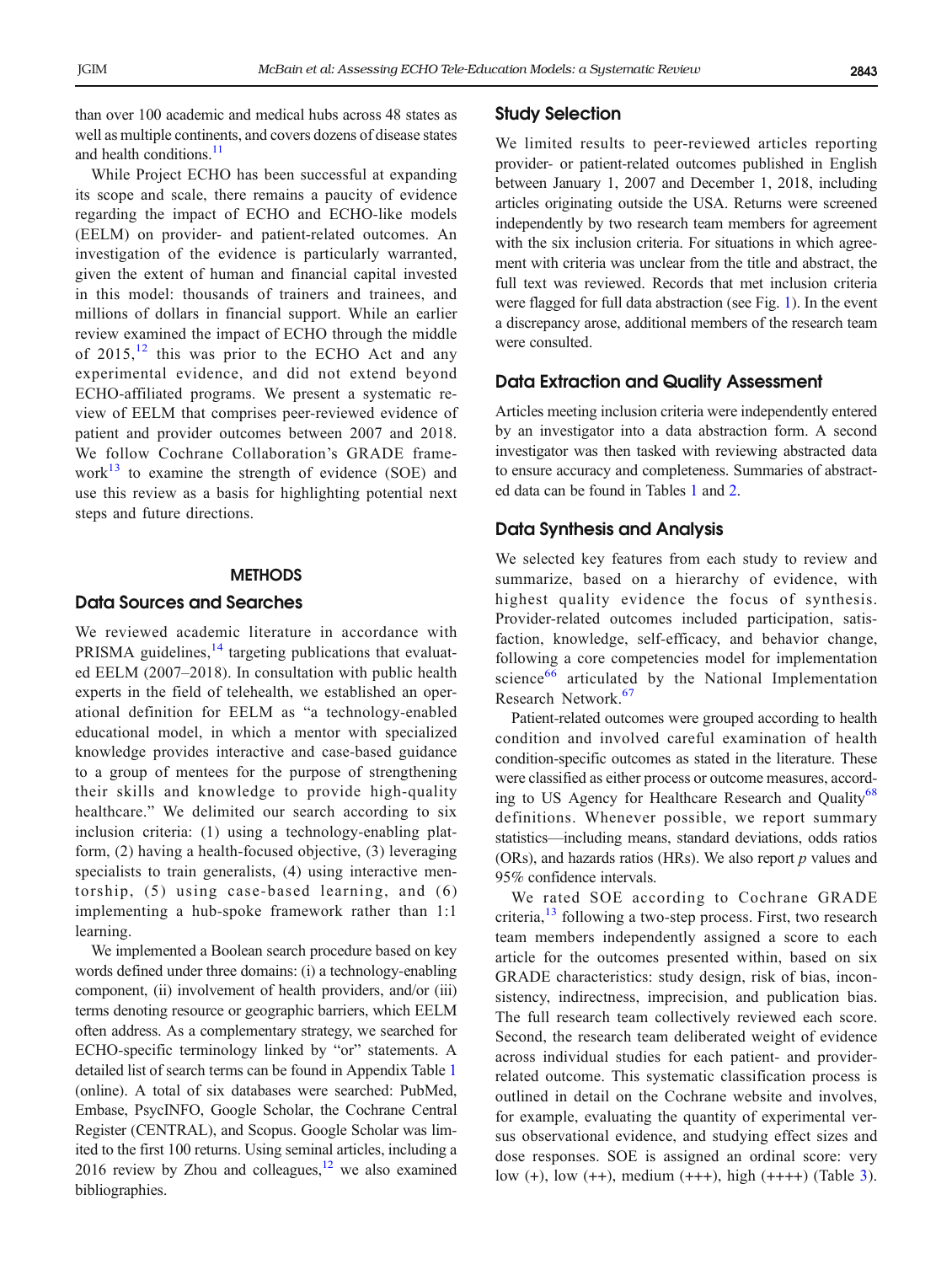than over 100 academic and medical hubs across 48 states as well as multiple continents, and covers dozens of disease states and health conditions.[11]

While Project ECHO has been successful at expanding its scope and scale, there remains a paucity of evidence regarding the impact of ECHO and ECHO-like models (EELM) on provider- and patient-related outcomes. An investigation of the evidence is particularly warranted, given the extent of human and financial capital invested in this model: thousands of trainers and trainees, and millions of dollars in financial support. While an earlier review examined the impact of ECHO through the middle of 2015,[12] this was prior to the ECHO Act and any experimental evidence, and did not extend beyond ECHO-affiliated programs. We present a systematic review of EELM that comprises peer-reviewed evidence of patient and provider outcomes between 2007 and 2018. We follow Cochrane Collaboration's GRADE framework[13] to examine the strength of evidence (SOE) and use this review as a basis for highlighting potential next steps and future directions.

## METHODS

### Data Sources and Searches

We reviewed academic literature in accordance with PRISMA guidelines,[14] targeting publications that evaluated EELM (2007–2018). In consultation with public health experts in the field of telehealth, we established an operational definition for EELM as "a technology-enabled educational model, in which a mentor with specialized knowledge provides interactive and case-based guidance to a group of mentees for the purpose of strengthening their skills and knowledge to provide high-quality healthcare." We delimited our search according to six inclusion criteria: (1) using a technology-enabling platform, (2) having a health-focused objective, (3) leveraging specialists to train generalists, (4) using interactive mentorship, (5) using case-based learning, and (6) implementing a hub-spoke framework rather than 1:1 learning.

We implemented a Boolean search procedure based on key words defined under three domains: (i) a technology-enabling component, (ii) involvement of health providers, and/or (iii) terms denoting resource or geographic barriers, which EELM often address. As a complementary strategy, we searched for ECHO-specific terminology linked by "or" statements. A detailed list of search terms can be found in Appendix Table 1 (online). A total of six databases were searched: PubMed, Embase, PsycINFO, Google Scholar, the Cochrane Central Register (CENTRAL), and Scopus. Google Scholar was limited to the first 100 returns. Using seminal articles, including a 2016 review by Zhou and colleagues,[12] we also examined bibliographies.

### Study Selection

We limited results to peer-reviewed articles reporting provider- or patient-related outcomes published in English between January 1, 2007 and December 1, 2018, including articles originating outside the USA. Returns were screened independently by two research team members for agreement with the six inclusion criteria. For situations in which agreement with criteria was unclear from the title and abstract, the full text was reviewed. Records that met inclusion criteria were flagged for full data abstraction (see Fig. 1). In the event a discrepancy arose, additional members of the research team were consulted.

### Data Extraction and Quality Assessment

Articles meeting inclusion criteria were independently entered by an investigator into a data abstraction form. A second investigator was then tasked with reviewing abstracted data to ensure accuracy and completeness. Summaries of abstracted data can be found in Tables 1 and 2.

### Data Synthesis and Analysis

We selected key features from each study to review and summarize, based on a hierarchy of evidence, with highest quality evidence the focus of synthesis. Provider-related outcomes included participation, satisfaction, knowledge, self-efficacy, and behavior change, following a core competencies model for implementation science[66] articulated by the National Implementation Research Network.[67]

Patient-related outcomes were grouped according to health condition and involved careful examination of health condition-specific outcomes as stated in the literature. These were classified as either process or outcome measures, according to US Agency for Healthcare Research and Quality[68] definitions. Whenever possible, we report summary statistics—including means, standard deviations, odds ratios (ORs), and hazards ratios (HRs). We also report $p$ values and 95% confidence intervals.

We rated SOE according to Cochrane GRADE criteria,[13] following a two-step process. First, two research team members independently assigned a score to each article for the outcomes presented within, based on six GRADE characteristics: study design, risk of bias, inconsistency, indirectness, imprecision, and publication bias. The full research team collectively reviewed each score. Second, the research team deliberated weight of evidence across individual studies for each patient- and provider-related outcome. This systematic classification process is outlined in detail on the Cochrane website and involves, for example, evaluating the quantity of experimental versus observational evidence, and studying effect sizes and dose responses. SOE is assigned an ordinal score: very low (+), low (++), medium (+++), high (++++) (Table 3).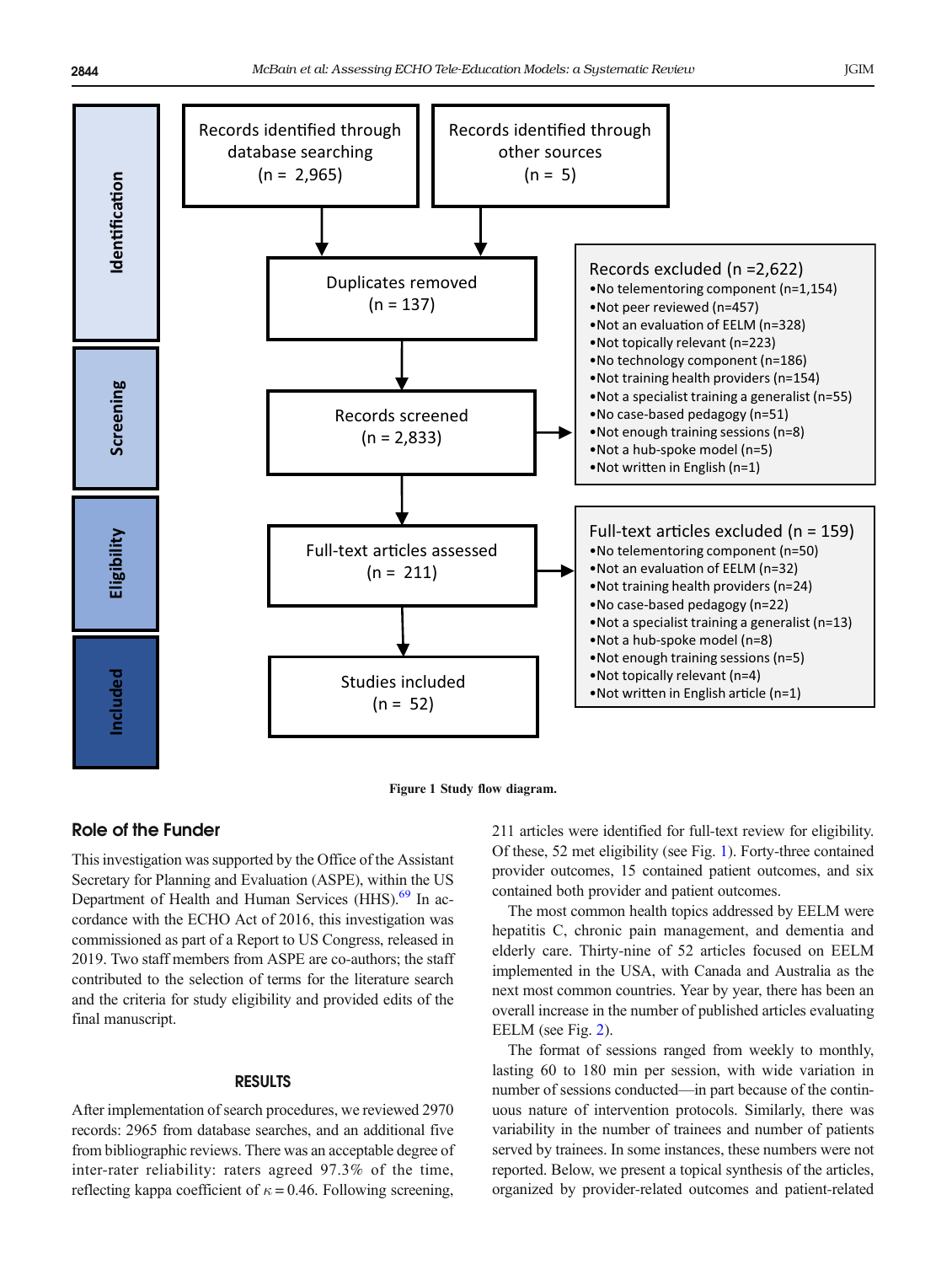Records identified through database searching (n = 2,965)

Records identified through other sources (n = 5)

Identification

Duplicates removed (n = 137)

Screening

Records screened (n = 2,833)

Records excluded (n =2,622)
- No telementoring component (n=1,154)
- Not peer reviewed (n=457)
- Not an evaluation of EELM (n=328)
- Not topically relevant (n=223)
- No technology component (n=186)
- Not training health providers (n=154)
- Not a specialist training a generalist (n=55)
- No case-based pedagogy (n=51)
- Not enough training sessions (n=8)
- Not a hub-spoke model (n=5)
- Not written in English (n=1)

Eligibility

Full-text articles assessed (n = 211)

Full-text articles excluded (n = 159)
- No telementoring component (n=50)
- Not an evaluation of EELM (n=32)
- Not training health providers (n=24)
- No case-based pedagogy (n=22)
- Not a specialist training a generalist (n=13)
- Not a hub-spoke model (n=8)
- Not enough training sessions (n=5)
- Not topically relevant (n=4)
- Not written in English article (n=1)

Included

Studies included (n = 52)

**Figure 1** Study flow diagram.

## Role of the Funder

This investigation was supported by the Office of the Assistant Secretary for Planning and Evaluation (ASPE), within the US Department of Health and Human Services (HHS).[69] In accordance with the ECHO Act of 2016, this investigation was commissioned as part of a Report to US Congress, released in 2019. Two staff members from ASPE are co-authors; the staff contributed to the selection of terms for the literature search and the criteria for study eligibility and provided edits of the final manuscript.

## RESULTS

After implementation of search procedures, we reviewed 2970 records: 2965 from database searches, and an additional five from bibliographic reviews. There was an acceptable degree of inter-rater reliability: raters agreed 97.3% of the time, reflecting kappa coefficient of $\kappa = 0.46$. Following screening, 211 articles were identified for full-text review for eligibility. Of these, 52 met eligibility (see Fig. 1). Forty-three contained provider outcomes, 15 contained patient outcomes, and six contained both provider and patient outcomes.

The most common health topics addressed by EELM were hepatitis C, chronic pain management, and dementia and elderly care. Thirty-nine of 52 articles focused on EELM implemented in the USA, with Canada and Australia as the next most common countries. Year by year, there has been an overall increase in the number of published articles evaluating EELM (see Fig. 2).

The format of sessions ranged from weekly to monthly, lasting 60 to 180 min per session, with wide variation in number of sessions conducted—in part because of the continuous nature of intervention protocols. Similarly, there was variability in the number of trainees and number of patients served by trainees. In some instances, these numbers were not reported. Below, we present a topical synthesis of the articles, organized by provider-related outcomes and patient-related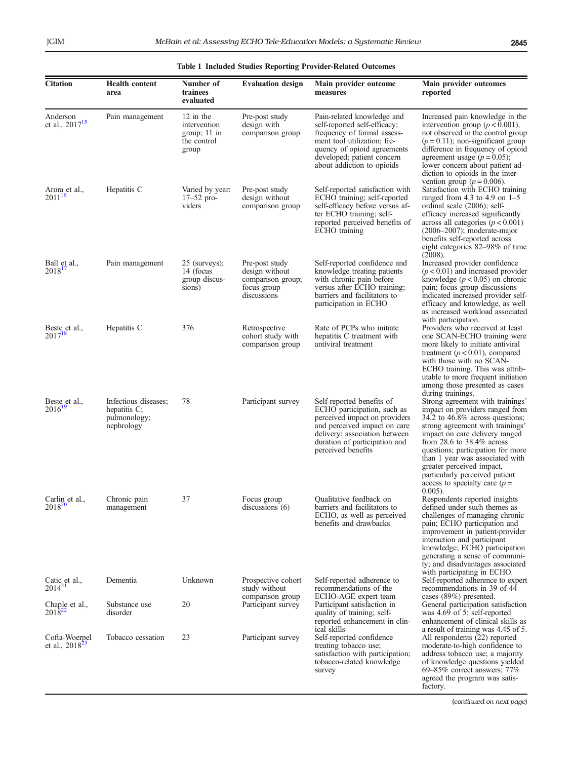**Table 1 Included Studies Reporting Provider-Related Outcomes**

| Citation | Health content area | Number of trainees evaluated | Evaluation design | Main provider outcome measures | Main provider outcomes reported |
|---|---|---|---|---|---|
| Anderson et al., 2017[15] | Pain management | 12 in the intervention group; 11 in the control group | Pre-post study design with comparison group | Pain-related knowledge and self-reported self-efficacy; frequency of formal assessment tool utilization; frequency of opioid agreements developed; patient concern about addiction to opioids | Increased pain knowledge in the intervention group ($p < 0.001$), not observed in the control group ($p = 0.11$); non-significant group difference in frequency of opioid agreement usage ($p = 0.05$); lower concern about patient addiction to opioids in the intervention group ($p = 0.006$). |
| Arora et al., 2011[16] | Hepatitis C | Varied by year: 17–52 providers | Pre-post study design without comparison group | Self-reported satisfaction with ECHO training; self-reported self-efficacy before versus after ECHO training; self-reported perceived benefits of ECHO training | Satisfaction with ECHO training ranged from 4.3 to 4.9 on 1–5 ordinal scale (2006); self-efficacy increased significantly across all categories ($p < 0.001$) (2006–2007); moderate-major benefits self-reported across eight categories 82–98% of time (2008). |
| Ball et al., 2018[17] | Pain management | 25 (surveys); 14 (focus group discussions) | Pre-post study design without comparison group; focus group discussions | Self-reported confidence and knowledge treating patients with chronic pain before versus after ECHO training; barriers and facilitators to participation in ECHO | Increased provider confidence ($p < 0.01$) and increased provider knowledge ($p < 0.05$) on chronic pain; focus group discussions indicated increased provider self-efficacy and knowledge, as well as increased workload associated with participation. |
| Beste et al., 2017[18] | Hepatitis C | 376 | Retrospective cohort study with comparison group | Rate of PCPs who initiate hepatitis C treatment with antiviral treatment | Providers who received at least one SCAN-ECHO training were more likely to initiate antiviral treatment ($p < 0.01$), compared with those with no SCAN-ECHO training. This was attributable to more frequent initiation among those presented as cases during trainings. |
| Beste et al., 2016[19] | Infectious diseases; hepatitis C; pulmonology; nephrology | 78 | Participant survey | Self-reported benefits of ECHO participation, such as perceived impact on providers and perceived impact on care delivery; association between duration of participation and perceived benefits | Strong agreement with trainings' impact on providers ranged from 34.2 to 46.8% across questions; strong agreement with trainings' impact on care delivery ranged from 28.6 to 38.4% across questions; participation for more than 1 year was associated with greater perceived impact, particularly perceived patient access to specialty care ($p = 0.005$). |
| Carlin et al., 2018[20] | Chronic pain management | 37 | Focus group discussions (6) | Qualitative feedback on barriers and facilitators to ECHO, as well as perceived benefits and drawbacks | Respondents reported insights defined under such themes as challenges of managing chronic pain; ECHO participation and improvement in patient-provider interaction and participant knowledge; ECHO participation generating a sense of community; and disadvantages associated with participating in ECHO. |
| Catic et al., 2014[21] | Dementia | Unknown | Prospective cohort study without comparison group | Self-reported adherence to recommendations of the ECHO-AGE expert team | Self-reported adherence to expert recommendations in 39 of 44 cases (89%) presented. |
| Chaple et al., 2018[22] | Substance use disorder | 20 | Participant survey | Participant satisfaction in quality of training; self-reported enhancement in clinical skills | General participation satisfaction was 4.69 of 5; self-reported enhancement of clinical skills as a result of training was 4.45 of 5. |
| Cofta-Woerpel et al., 2018[23] | Tobacco cessation | 23 | Participant survey | Self-reported confidence treating tobacco use; satisfaction with participation; tobacco-related knowledge survey | All respondents (22) reported moderate-to-high confidence to address tobacco use; a majority of knowledge questions yielded 69–85% correct answers; 77% agreed the program was satisfactory. |

(*continued on next page*)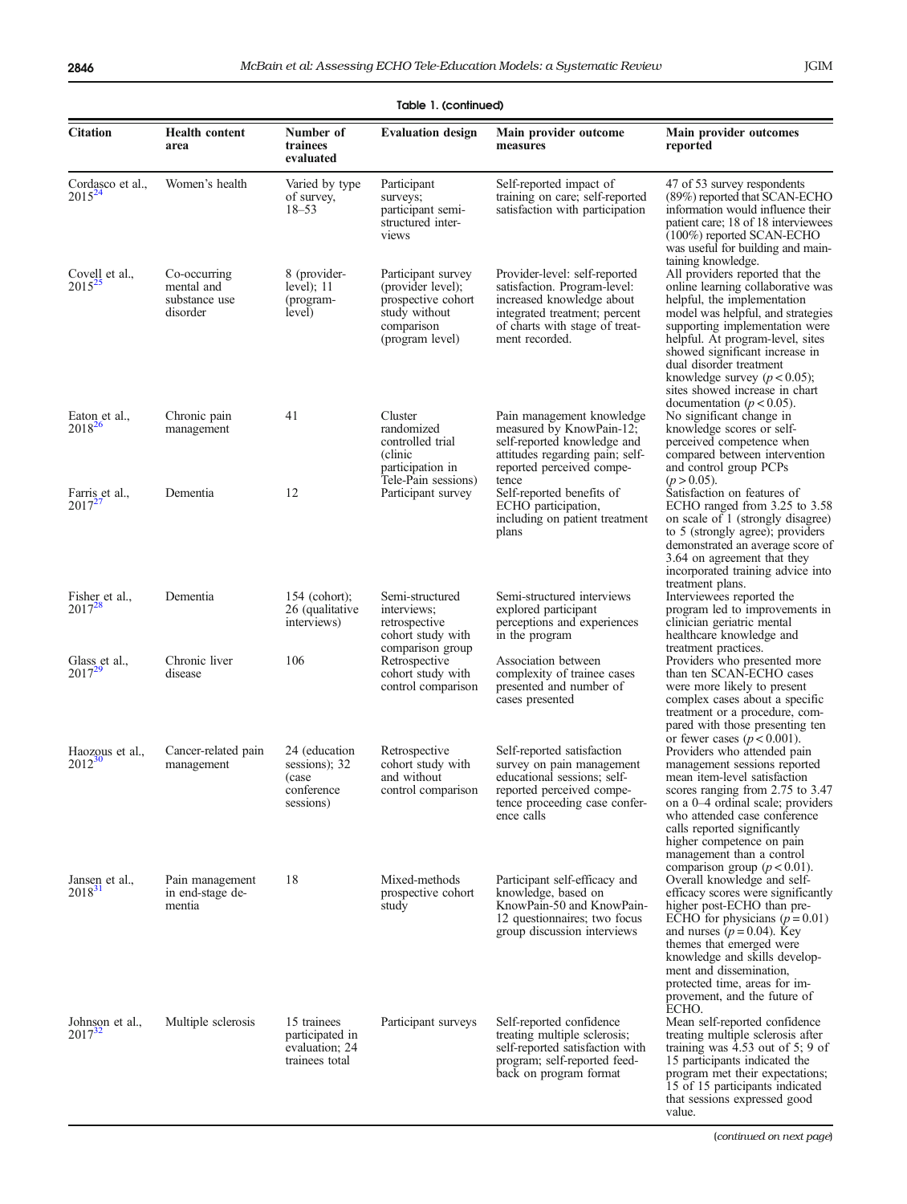**Table 1. (continued)**

| Citation | Health content area | Number of trainees evaluated | Evaluation design | Main provider outcome measures | Main provider outcomes reported |
|---|---|---|---|---|---|
| Cordasco et al., 2015[24] | Women's health | Varied by type of survey, 18–53 | Participant surveys; participant semi-structured interviews | Self-reported impact of training on care; self-reported satisfaction with participation | 47 of 53 survey respondents (89%) reported that SCAN-ECHO information would influence their patient care; 18 of 18 interviewees (100%) reported SCAN-ECHO was useful for building and maintaining knowledge. |
| Covell et al., 2015[25] | Co-occurring mental and substance use disorder | 8 (provider-level); 11 (program-level) | Participant survey (provider level); prospective cohort study without comparison (program level) | Provider-level: self-reported satisfaction. Program-level: increased knowledge about integrated treatment; percent of charts with stage of treatment recorded. | All providers reported that the online learning collaborative was helpful, the implementation model was helpful, and strategies supporting implementation were helpful. At program-level, sites showed significant increase in dual disorder treatment knowledge survey ($p < 0.05$); sites showed increase in chart documentation ($p < 0.05$). |
| Eaton et al., 2018[26] | Chronic pain management | 41 | Cluster randomized controlled trial (clinic participation in Tele-Pain sessions) | Pain management knowledge measured by KnowPain-12; self-reported knowledge and attitudes regarding pain; self-reported perceived competence | No significant change in knowledge scores or self-perceived competence when compared between intervention and control group PCPs ($p > 0.05$). |
| Farris et al., 2017[27] | Dementia | 12 | Participant survey | Self-reported benefits of ECHO participation, including on patient treatment plans | Satisfaction on features of ECHO ranged from 3.25 to 3.58 on scale of 1 (strongly disagree) to 5 (strongly agree); providers demonstrated an average score of 3.64 on agreement that they incorporated training advice into treatment plans. |
| Fisher et al., 2017[28] | Dementia | 154 (cohort); 26 (qualitative interviews) | Semi-structured interviews; retrospective cohort study with comparison group | Semi-structured interviews explored participant perceptions and experiences in the program | Interviewees reported the program led to improvements in clinician geriatric mental healthcare knowledge and treatment practices. |
| Glass et al., 2017[29] | Chronic liver disease | 106 | Retrospective cohort study with control comparison | Association between complexity of trainee cases presented and number of cases presented | Providers who presented more than ten SCAN-ECHO cases were more likely to present complex cases about a specific treatment or a procedure, compared with those presenting ten or fewer cases ($p < 0.001$). |
| Haozous et al., 2012[30] | Cancer-related pain management | 24 (education sessions); 32 (case conference sessions) | Retrospective cohort study with and without control comparison | Self-reported satisfaction survey on pain management educational sessions; self-reported perceived competence proceeding case conference calls | Providers who attended pain management sessions reported mean item-level satisfaction scores ranging from 2.75 to 3.47 on a 0–4 ordinal scale; providers who attended case conference calls reported significantly higher competence on pain management than a control comparison group ($p < 0.01$). |
| Jansen et al., 2018[31] | Pain management in end-stage dementia | 18 | Mixed-methods prospective cohort study | Participant self-efficacy and knowledge, based on KnowPain-50 and KnowPain-12 questionnaires; two focus group discussion interviews | Overall knowledge and self-efficacy scores were significantly higher post-ECHO than pre-ECHO for physicians ($p = 0.01$) and nurses ($p = 0.04$). Key themes that emerged were knowledge and skills development and dissemination, protected time, areas for improvement, and the future of ECHO. |
| Johnson et al., 2017[32] | Multiple sclerosis | 15 trainees participated in evaluation; 24 trainees total | Participant surveys | Self-reported confidence treating multiple sclerosis; self-reported satisfaction with program; self-reported feedback on program format | Mean self-reported confidence treating multiple sclerosis after training was 4.53 out of 5; 9 of 15 participants indicated the program met their expectations; 15 of 15 participants indicated that sessions expressed good value. |

(*continued on next page*)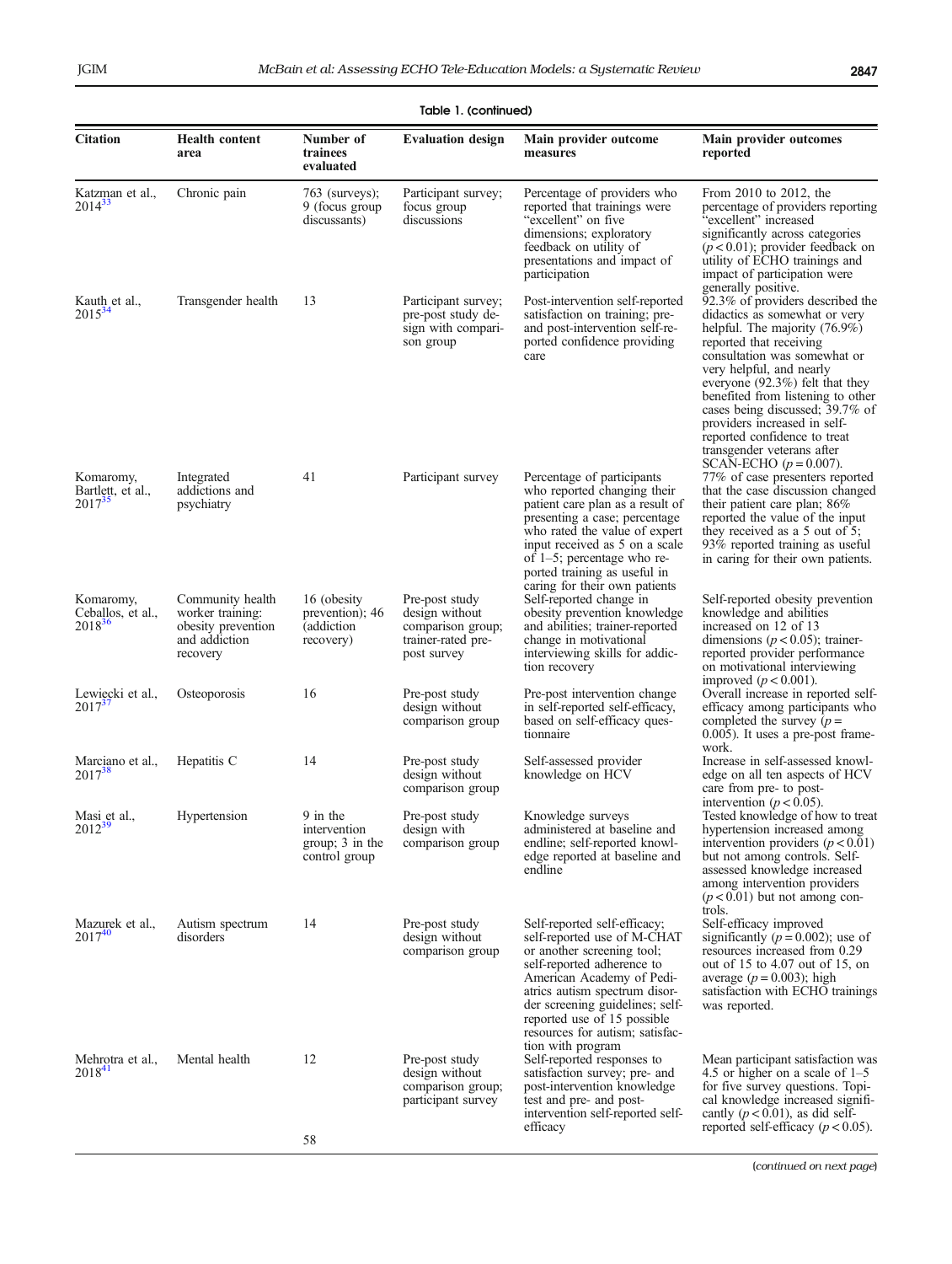**Table 1. (continued)**

| Citation | Health content area | Number of trainees evaluated | Evaluation design | Main provider outcome measures | Main provider outcomes reported |
|---|---|---|---|---|---|
| Katzman et al., 2014[33] | Chronic pain | 763 (surveys); 9 (focus group discussants) | Participant survey; focus group discussions | Percentage of providers who reported that trainings were "excellent" on five dimensions; exploratory feedback on utility of presentations and impact of participation | From 2010 to 2012, the percentage of providers reporting "excellent" increased significantly across categories ($p < 0.01$); provider feedback on utility of ECHO trainings and impact of participation were generally positive. |
| Kauth et al., 2015[34] | Transgender health | 13 | Participant survey; pre-post study design with comparison group | Post-intervention self-reported satisfaction on training; pre- and post-intervention self-reported confidence providing care | 92.3% of providers described the didactics as somewhat or very helpful. The majority (76.9%) reported that receiving consultation was somewhat or very helpful, and nearly everyone (92.3%) felt that they benefited from listening to other cases being discussed; 39.7% of providers increased in self-reported confidence to treat transgender veterans after SCAN-ECHO ($p = 0.007$). |
| Komaromy, Bartlett, et al., 2017[35] | Integrated addictions and psychiatry | 41 | Participant survey | Percentage of participants who reported changing their patient care plan as a result of presenting a case; percentage who rated the value of expert input received as 5 on a scale of 1–5; percentage who reported training as useful in caring for their own patients | 77% of case presenters reported that the case discussion changed their patient care plan; 86% reported the value of the input they received as a 5 out of 5; 93% reported training as useful in caring for their own patients. |
| Komaromy, Ceballos, et al., 2018[36] | Community health worker training: obesity prevention and addiction recovery | 16 (obesity prevention); 46 (addiction recovery) | Pre-post study design without comparison group; trainer-rated pre-post survey | Self-reported change in obesity prevention knowledge and abilities; trainer-reported change in motivational interviewing skills for addiction recovery | Self-reported obesity prevention knowledge and abilities increased on 12 of 13 dimensions ($p < 0.05$); trainer-reported provider performance on motivational interviewing improved ($p < 0.001$). |
| Lewiecki et al., 2017[37] | Osteoporosis | 16 | Pre-post study design without comparison group | Pre-post intervention change in self-reported self-efficacy, based on self-efficacy questionnaire | Overall increase in reported self-efficacy among participants who completed the survey ($p = 0.005$). It uses a pre-post framework. |
| Marciano et al., 2017[38] | Hepatitis C | 14 | Pre-post study design without comparison group | Self-assessed provider knowledge on HCV | Increase in self-assessed knowledge on all ten aspects of HCV care from pre- to post-intervention ($p < 0.05$). |
| Masi et al., 2012[39] | Hypertension | 9 in the intervention group; 3 in the control group | Pre-post study design with comparison group | Knowledge surveys administered at baseline and endline; self-reported knowledge reported at baseline and endline | Tested knowledge of how to treat hypertension increased among intervention providers ($p < 0.01$) but not among controls. Self-assessed knowledge increased among intervention providers ($p < 0.01$) but not among controls. |
| Mazurek et al., 2017[40] | Autism spectrum disorders | 14 | Pre-post study design without comparison group | Self-reported self-efficacy; self-reported use of M-CHAT or another screening tool; self-reported adherence to American Academy of Pediatrics autism spectrum disorder screening guidelines; self-reported use of 15 possible resources for autism; satisfaction with program | Self-efficacy improved significantly ($p = 0.002$); use of resources increased from 0.29 out of 15 to 4.07 out of 15, on average ($p = 0.003$); high satisfaction with ECHO trainings was reported. |
| Mehrotra et al., 2018[41] | Mental health | 12<br><br>58 | Pre-post study design without comparison group; participant survey | Self-reported responses to satisfaction survey; pre- and post-intervention knowledge test and pre- and post-intervention self-reported self-efficacy | Mean participant satisfaction was 4.5 or higher on a scale of 1–5 for five survey questions. Topical knowledge increased significantly ($p < 0.01$), as did self-reported self-efficacy ($p < 0.05$). |

(*continued on next page*)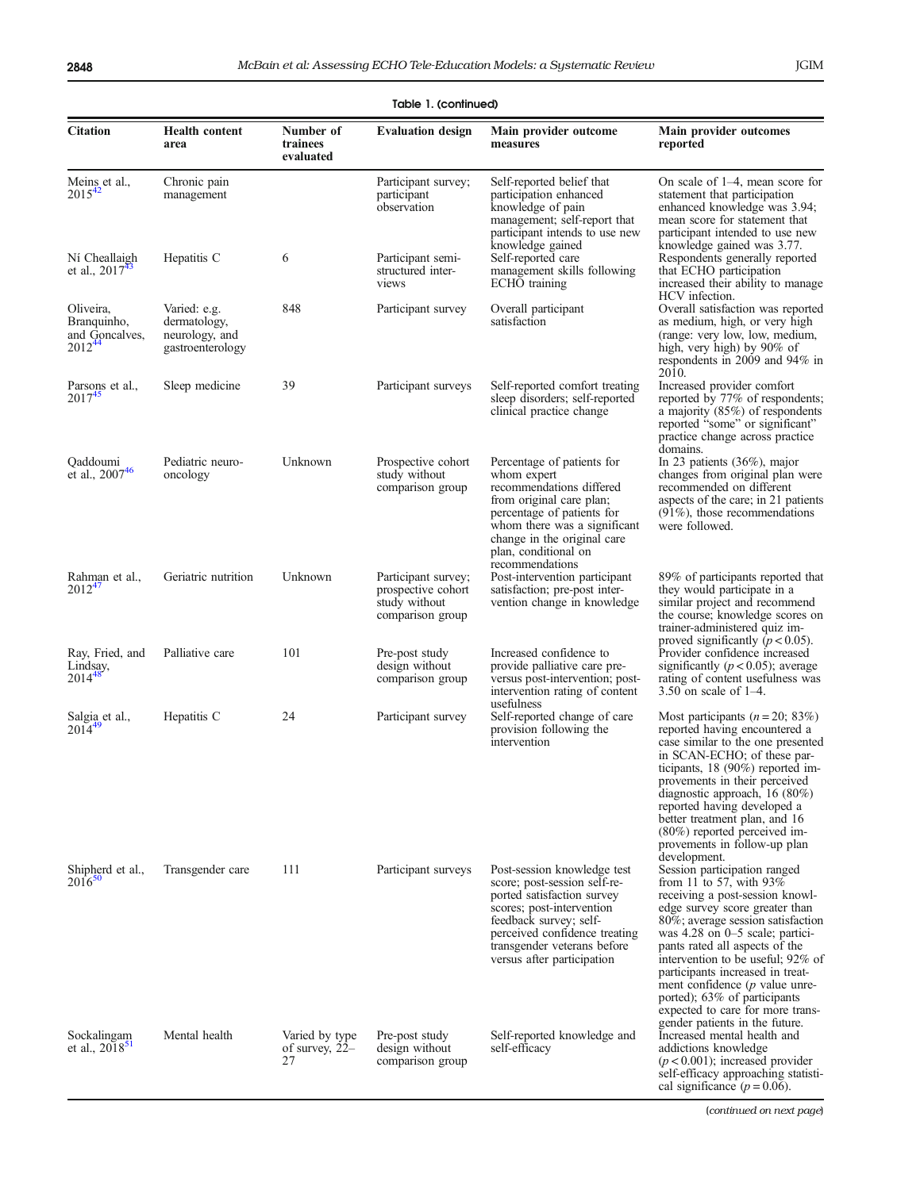**Table 1. (continued)**

| Citation | Health content area | Number of trainees evaluated | Evaluation design | Main provider outcome measures | Main provider outcomes reported |
|---|---|---|---|---|---|
| Meins et al., 2015[42] | Chronic pain management | | Participant survey; participant observation | Self-reported belief that participation enhanced knowledge of pain management; self-report that participant intends to use new knowledge gained | On scale of 1–4, mean score for statement that participation enhanced knowledge was 3.94; mean score for statement that participant intended to use new knowledge gained was 3.77. |
| Ní Cheallaigh et al., 2017[43] | Hepatitis C | 6 | Participant semi-structured interviews | Self-reported care management skills following ECHO training | Respondents generally reported that ECHO participation increased their ability to manage HCV infection. |
| Oliveira, Branquinho, and Goncalves, 2012[44] | Varied: e.g. dermatology, neurology, and gastroenterology | 848 | Participant survey | Overall participant satisfaction | Overall satisfaction was reported as medium, high, or very high (range: very low, low, medium, high, very high) by 90% of respondents in 2009 and 94% in 2010. |
| Parsons et al., 2017[45] | Sleep medicine | 39 | Participant surveys | Self-reported comfort treating sleep disorders; self-reported clinical practice change | Increased provider comfort reported by 77% of respondents; a majority (85%) of respondents reported "some" or significant" practice change across practice domains. |
| Qaddoumi et al., 2007[46] | Pediatric neuro-oncology | Unknown | Prospective cohort study without comparison group | Percentage of patients for whom expert recommendations differed from original care plan; percentage of patients for whom there was a significant change in the original care plan, conditional on recommendations | In 23 patients (36%), major changes from original plan were recommended on different aspects of the care; in 21 patients (91%), those recommendations were followed. |
| Rahman et al., 2012[47] | Geriatric nutrition | Unknown | Participant survey; prospective cohort study without comparison group | Post-intervention participant satisfaction; pre-post intervention change in knowledge | 89% of participants reported that they would participate in a similar project and recommend the course; knowledge scores on trainer-administered quiz improved significantly ($p < 0.05$). |
| Ray, Fried, and Lindsay, 2014[48] | Palliative care | 101 | Pre-post study design without comparison group | Increased confidence to provide palliative care pre- versus post-intervention; post-intervention rating of content usefulness | Provider confidence increased significantly ($p < 0.05$); average rating of content usefulness was 3.50 on scale of 1–4. |
| Salgia et al., 2014[49] | Hepatitis C | 24 | Participant survey | Self-reported change of care provision following the intervention | Most participants ($n = 20$; 83%) reported having encountered a case similar to the one presented in SCAN-ECHO; of these participants, 18 (90%) reported improvements in their perceived diagnostic approach, 16 (80%) reported having developed a better treatment plan, and 16 (80%) reported perceived improvements in follow-up plan development. |
| Shipherd et al., 2016[50] | Transgender care | 111 | Participant surveys | Post-session knowledge test score; post-session self-reported satisfaction survey scores; post-intervention feedback survey; self-perceived confidence treating transgender veterans before versus after participation | Session participation ranged from 11 to 57, with 93% receiving a post-session knowledge survey score greater than 80%; average session satisfaction was 4.28 on 0–5 scale; participants rated all aspects of the intervention to be useful; 92% of participants increased in treatment confidence ($p$ value unreported); 63% of participants expected to care for more transgender patients in the future. |
| Sockalingam et al., 2018[51] | Mental health | Varied by type of survey, 22–27 | Pre-post study design without comparison group | Self-reported knowledge and self-efficacy | Increased mental health and addictions knowledge ($p < 0.001$); increased provider self-efficacy approaching statistical significance ($p = 0.06$). |

(*continued on next page*)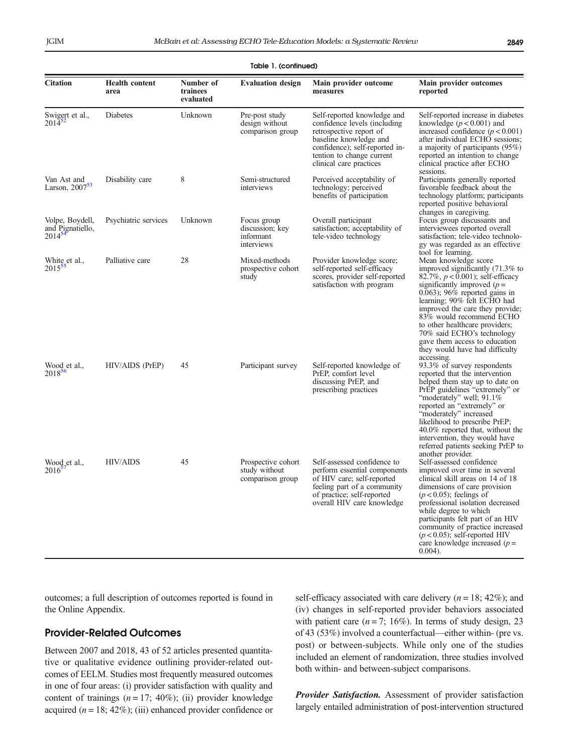**Table 1. (continued)**

| Citation | Health content area | Number of trainees evaluated | Evaluation design | Main provider outcome measures | Main provider outcomes reported |
|---|---|---|---|---|---|
| Swigert et al., 2014[52] | Diabetes | Unknown | Pre-post study design without comparison group | Self-reported knowledge and confidence levels (including retrospective report of baseline knowledge and confidence); self-reported intention to change current clinical care practices | Self-reported increase in diabetes knowledge ($p < 0.001$) and increased confidence ($p < 0.001$) after individual ECHO sessions; a majority of participants (95%) reported an intention to change clinical practice after ECHO sessions. |
| Van Ast and Larson, 2007[53] | Disability care | 8 | Semi-structured interviews | Perceived acceptability of technology; perceived benefits of participation | Participants generally reported favorable feedback about the technology platform; participants reported positive behavioral changes in caregiving. |
| Volpe, Boydell, and Pignatiello, 2014[54] | Psychiatric services | Unknown | Focus group discussion; key informant interviews | Overall participant satisfaction; acceptability of tele-video technology | Focus group discussants and interviewees reported overall satisfaction; tele-video technology was regarded as an effective tool for learning. |
| White et al., 2015[55] | Palliative care | 28 | Mixed-methods prospective cohort study | Provider knowledge score; self-reported self-efficacy scores, provider self-reported satisfaction with program | Mean knowledge score improved significantly (71.3% to 82.7%, $p < 0.001$); self-efficacy significantly improved ($p = 0.063$); 96% reported gains in learning; 90% felt ECHO had improved the care they provide; 83% would recommend ECHO to other healthcare providers; 70% said ECHO's technology gave them access to education they would have had difficulty accessing. |
| Wood et al., 2018[56] | HIV/AIDS (PrEP) | 45 | Participant survey | Self-reported knowledge of PrEP, comfort level discussing PrEP, and prescribing practices | 93.3% of survey respondents reported that the intervention helped them stay up to date on PrEP guidelines "extremely" or "moderately" well; 91.1% reported an "extremely" or "moderately" increased likelihood to prescribe PrEP; 40.0% reported that, without the intervention, they would have referred patients seeking PrEP to another provider. |
| Wood et al., 2016[57] | HIV/AIDS | 45 | Prospective cohort study without comparison group | Self-assessed confidence to perform essential components of HIV care; self-reported feeling part of a community of practice; self-reported overall HIV care knowledge | Self-assessed confidence improved over time in several clinical skill areas on 14 of 18 dimensions of care provision ($p < 0.05$); feelings of professional isolation decreased while degree to which participants felt part of an HIV community of practice increased ($p < 0.05$); self-reported HIV care knowledge increased ($p = 0.004$). |

outcomes; a full description of outcomes reported is found in the Online Appendix.

## Provider-Related Outcomes

Between 2007 and 2018, 43 of 52 articles presented quantitative or qualitative evidence outlining provider-related outcomes of EELM. Studies most frequently measured outcomes in one of four areas: (i) provider satisfaction with quality and content of trainings ($n = 17$; 40%); (ii) provider knowledge acquired ($n = 18$; 42%); (iii) enhanced provider confidence or self-efficacy associated with care delivery ($n = 18$; 42%); and (iv) changes in self-reported provider behaviors associated with patient care ($n = 7$; 16%). In terms of study design, 23 of 43 (53%) involved a counterfactual—either within- (pre vs. post) or between-subjects. While only one of the studies included an element of randomization, three studies involved both within- and between-subject comparisons.

***Provider Satisfaction.*** Assessment of provider satisfaction largely entailed administration of post-intervention structured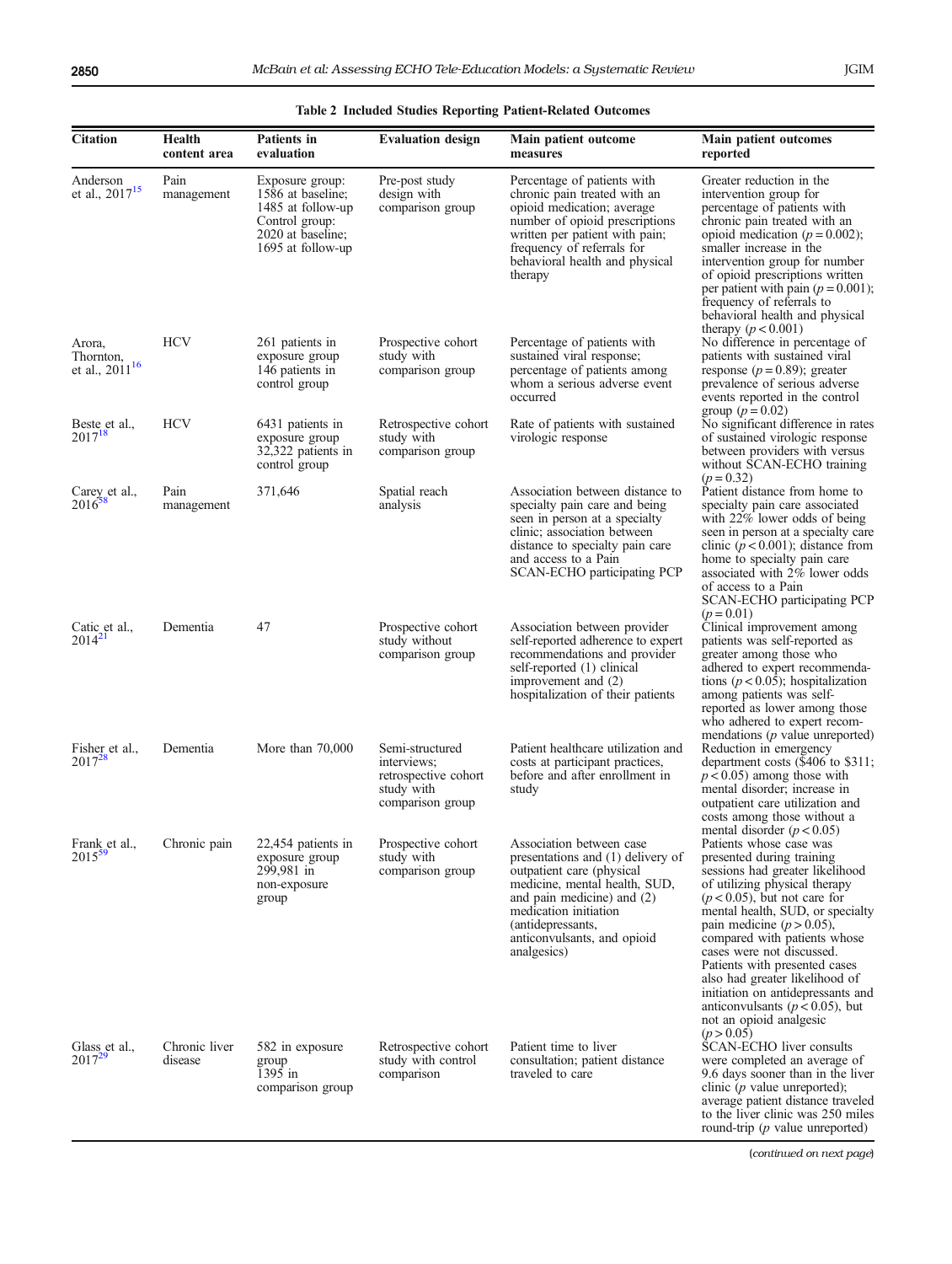**Table 2 Included Studies Reporting Patient-Related Outcomes**

| Citation | Health content area | Patients in evaluation | Evaluation design | Main patient outcome measures | Main patient outcomes reported |
|---|---|---|---|---|---|
| Anderson et al., 2017[15] | Pain management | Exposure group: 1586 at baseline; 1485 at follow-up Control group: 2020 at baseline; 1695 at follow-up | Pre-post study design with comparison group | Percentage of patients with chronic pain treated with an opioid medication; average number of opioid prescriptions written per patient with pain; frequency of referrals for behavioral health and physical therapy | Greater reduction in the intervention group for percentage of patients with chronic pain treated with an opioid medication ($p = 0.002$); smaller increase in the intervention group for number of opioid prescriptions written per patient with pain ($p = 0.001$); frequency of referrals to behavioral health and physical therapy ($p < 0.001$) |
| Arora, Thornton, et al., 2011[16] | HCV | 261 patients in exposure group 146 patients in control group | Prospective cohort study with comparison group | Percentage of patients with sustained viral response; percentage of patients among whom a serious adverse event occurred | No difference in percentage of patients with sustained viral response ($p = 0.89$); greater prevalence of serious adverse events reported in the control group ($p = 0.02$) |
| Beste et al., 2017[18] | HCV | 6431 patients in exposure group 32,322 patients in control group | Retrospective cohort study with comparison group | Rate of patients with sustained virologic response | No significant difference in rates of sustained virologic response between providers with versus without SCAN-ECHO training ($p = 0.32$) |
| Carey et al., 2016[58] | Pain management | 371,646 | Spatial reach analysis | Association between distance to specialty pain care and being seen in person at a specialty clinic; association between distance to specialty pain care and access to a Pain SCAN-ECHO participating PCP | Patient distance from home to specialty pain care associated with 22% lower odds of being seen in person at a specialty care clinic ($p < 0.001$); distance from home to specialty pain care associated with 2% lower odds of access to a Pain SCAN-ECHO participating PCP ($p = 0.01$) |
| Catic et al., 2014[21] | Dementia | 47 | Prospective cohort study without comparison group | Association between provider self-reported adherence to expert recommendations and provider self-reported (1) clinical improvement and (2) hospitalization of their patients | Clinical improvement among patients was self-reported as greater among those who adhered to expert recommendations ($p < 0.05$); hospitalization among patients was self-reported as lower among those who adhered to expert recommendations (*p* value unreported) |
| Fisher et al., 2017[28] | Dementia | More than 70,000 | Semi-structured interviews; retrospective cohort study with comparison group | Patient healthcare utilization and costs at participant practices, before and after enrollment in study | Reduction in emergency department costs ($406 to $311; $p < 0.05$) among those with mental disorder; increase in outpatient care utilization and costs among those without a mental disorder ($p < 0.05$) |
| Frank et al., 2015[59] | Chronic pain | 22,454 patients in exposure group 299,981 in non-exposure group | Prospective cohort study with comparison group | Association between case presentations and (1) delivery of outpatient care (physical medicine, mental health, SUD, and pain medicine) and (2) medication initiation (antidepressants, anticonvulsants, and opioid analgesics) | Patients whose case was presented during training sessions had greater likelihood of utilizing physical therapy ($p < 0.05$), but not care for mental health, SUD, or specialty pain medicine ($p > 0.05$), compared with patients whose cases were not discussed. Patients with presented cases also had greater likelihood of initiation on antidepressants and anticonvulsants ($p < 0.05$), but not an opioid analgesic ($p > 0.05$) |
| Glass et al., 2017[29] | Chronic liver disease | 582 in exposure group 1395 in comparison group | Retrospective cohort study with control comparison | Patient time to liver consultation; patient distance traveled to care | SCAN-ECHO liver consults were completed an average of 9.6 days sooner than in the liver clinic (*p* value unreported); average patient distance traveled to the liver clinic was 250 miles round-trip (*p* value unreported) |

(*continued on next page*)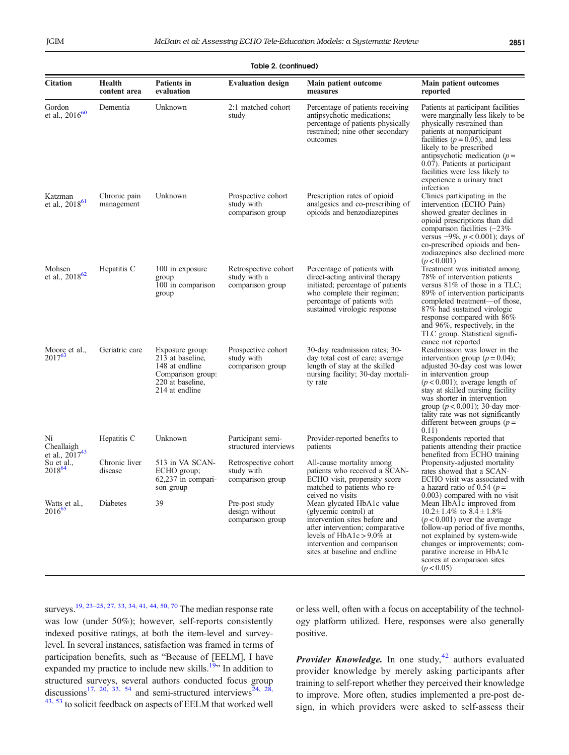**Table 2. (continued)**

| Citation | Health content area | Patients in evaluation | Evaluation design | Main patient outcome measures | Main patient outcomes reported |
|---|---|---|---|---|---|
| Gordon et al., 2016[60] | Dementia | Unknown | 2:1 matched cohort study | Percentage of patients receiving antipsychotic medications; percentage of patients physically restrained; nine other secondary outcomes | Patients at participant facilities were marginally less likely to be physically restrained than patients at nonparticipant facilities ($p = 0.05$), and less likely to be prescribed antipsychotic medication ($p = 0.07$). Patients at participant facilities were less likely to experience a urinary tract infection |
| Katzman et al., 2018[61] | Chronic pain management | Unknown | Prospective cohort study with comparison group | Prescription rates of opioid analgesics and co-prescribing of opioids and benzodiazepines | Clinics participating in the intervention (ECHO Pain) showed greater declines in opioid prescriptions than did comparison facilities (−23% versus −9%, $p < 0.001$); days of co-prescribed opioids and benzodiazepines also declined more ($p < 0.001$) |
| Mohsen et al., 2018[62] | Hepatitis C | 100 in exposure group<br>100 in comparison group | Retrospective cohort study with a comparison group | Percentage of patients with direct-acting antiviral therapy initiated; percentage of patients who complete their regimen; percentage of patients with sustained virologic response | Treatment was initiated among 78% of intervention patients versus 81% of those in a TLC; 89% of intervention participants completed treatment—of those, 87% had sustained virologic response compared with 86% and 96%, respectively, in the TLC group. Statistical significance not reported |
| Moore et al., 2017[63] | Geriatric care | Exposure group: 213 at baseline, 148 at endline<br>Comparison group: 220 at baseline, 214 at endline | Prospective cohort study with comparison group | 30-day readmission rates; 30-day total cost of care; average length of stay at the skilled nursing facility; 30-day mortality rate | Readmission was lower in the intervention group ($p = 0.04$); adjusted 30-day cost was lower in intervention group ($p < 0.001$); average length of stay at skilled nursing facility was shorter in intervention group ($p < 0.001$); 30-day mortality rate was not significantly different between groups ($p = 0.11$) |
| Ní Cheallaigh et al., 2017[43] | Hepatitis C | Unknown | Participant semi-structured interviews | Provider-reported benefits to patients | Respondents reported that patients attending their practice benefited from ECHO training |
| Su et al., 2018[64] | Chronic liver disease | 513 in VA SCAN-ECHO group; 62,237 in comparison group | Retrospective cohort study with comparison group | All-cause mortality among patients who received a SCAN-ECHO visit, propensity score matched to patients who received no visits | Propensity-adjusted mortality rates showed that a SCAN-ECHO visit was associated with a hazard ratio of 0.54 ($p = 0.003$) compared with no visit |
| Watts et al., 2016[65] | Diabetes | 39 | Pre-post study design without comparison group | Mean glycated HbA1c value (glycemic control) at intervention sites before and after intervention; comparative levels of HbA1c > 9.0% at intervention and comparison sites at baseline and endline | Mean HbA1c improved from 10.2 ± 1.4% to 8.4 ± 1.8% ($p < 0.001$) over the average follow-up period of five months, not explained by system-wide changes or improvements; comparative increase in HbA1c scores at comparison sites ($p < 0.05$) |

surveys.[19, 23–25, 27, 33, 34, 41, 44, 50, 70] The median response rate was low (under 50%); however, self-reports consistently indexed positive ratings, at both the item-level and survey-level. In several instances, satisfaction was framed in terms of participation benefits, such as "Because of [EELM], I have expanded my practice to include new skills.[19]" In addition to structured surveys, several authors conducted focus group discussions[17, 20, 33, 54] and semi-structured interviews[24, 28, 43, 53] to solicit feedback on aspects of EELM that worked well or less well, often with a focus on acceptability of the technology platform utilized. Here, responses were also generally positive.

***Provider Knowledge.*** In one study,[42] authors evaluated provider knowledge by merely asking participants after training to self-report whether they perceived their knowledge to improve. More often, studies implemented a pre-post design, in which providers were asked to self-assess their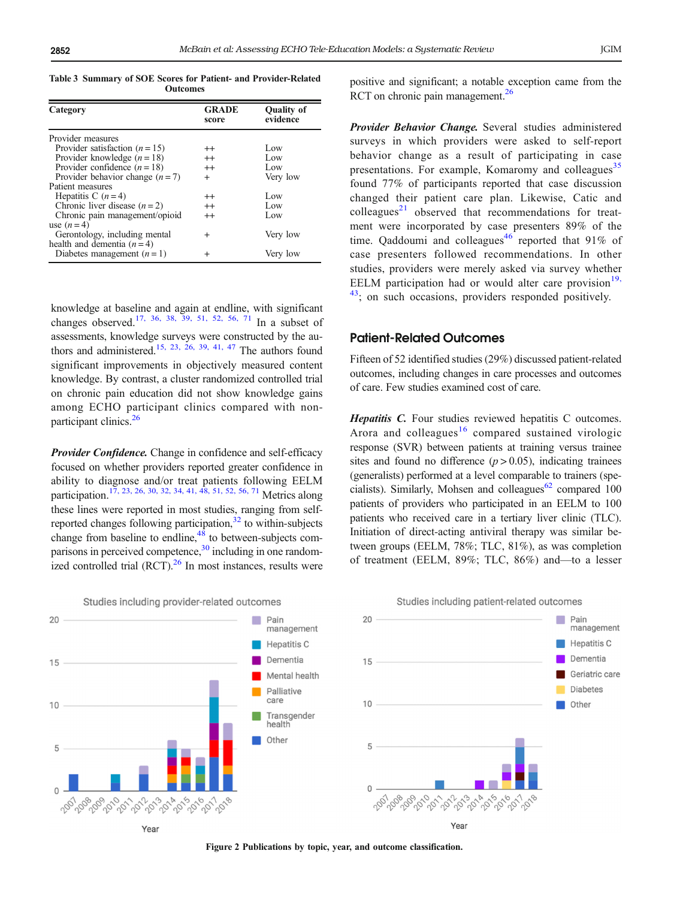**Table 3 Summary of SOE Scores for Patient- and Provider-Related Outcomes**

| Category | GRADE score | Quality of evidence |
|---|---|---|
| Provider measures | | |
| Provider satisfaction ($n = 15$) | ++ | Low |
| Provider knowledge ($n = 18$) | ++ | Low |
| Provider confidence ($n = 18$) | ++ | Low |
| Provider behavior change ($n = 7$) | + | Very low |
| Patient measures | | |
| Hepatitis C ($n = 4$) | ++ | Low |
| Chronic liver disease ($n = 2$) | ++ | Low |
| Chronic pain management/opioid use ($n = 4$) | ++ | Low |
| Gerontology, including mental health and dementia ($n = 4$) | + | Very low |
| Diabetes management ($n = 1$) | + | Very low |

knowledge at baseline and again at endline, with significant changes observed.[17, 36, 38, 39, 51, 52, 56, 71] In a subset of assessments, knowledge surveys were constructed by the authors and administered.[15, 23, 26, 39, 41, 47] The authors found significant improvements in objectively measured content knowledge. By contrast, a cluster randomized controlled trial on chronic pain education did not show knowledge gains among ECHO participant clinics compared with non-participant clinics.[26]

***Provider Confidence.*** Change in confidence and self-efficacy focused on whether providers reported greater confidence in ability to diagnose and/or treat patients following EELM participation.[17, 23, 26, 30, 32, 34, 41, 48, 51, 52, 56, 71] Metrics along these lines were reported in most studies, ranging from self-reported changes following participation,[32] to within-subjects change from baseline to endline,[48] to between-subjects comparisons in perceived competence,[30] including in one randomized controlled trial (RCT).[26] In most instances, results were positive and significant; a notable exception came from the RCT on chronic pain management.[26]

***Provider Behavior Change.*** Several studies administered surveys in which providers were asked to self-report behavior change as a result of participating in case presentations. For example, Komaromy and colleagues[35] found 77% of participants reported that case discussion changed their patient care plan. Likewise, Catic and colleagues[21] observed that recommendations for treatment were incorporated by case presenters 89% of the time. Qaddoumi and colleagues[46] reported that 91% of case presenters followed recommendations. In other studies, providers were merely asked via survey whether EELM participation had or would alter care provision[19, 43]; on such occasions, providers responded positively.

## Patient-Related Outcomes

Fifteen of 52 identified studies (29%) discussed patient-related outcomes, including changes in care processes and outcomes of care. Few studies examined cost of care.

***Hepatitis C.*** Four studies reviewed hepatitis C outcomes. Arora and colleagues[16] compared sustained virologic response (SVR) between patients at training versus trainee sites and found no difference ($p > 0.05$), indicating trainees (generalists) performed at a level comparable to trainers (specialists). Similarly, Mohsen and colleagues[62] compared 100 patients of providers who participated in an EELM to 100 patients who received care in a tertiary liver clinic (TLC). Initiation of direct-acting antiviral therapy was similar between groups (EELM, 78%; TLC, 81%), as was completion of treatment (EELM, 89%; TLC, 86%) and—to a lesser

**Figure 2** Publications by topic, year, and outcome classification.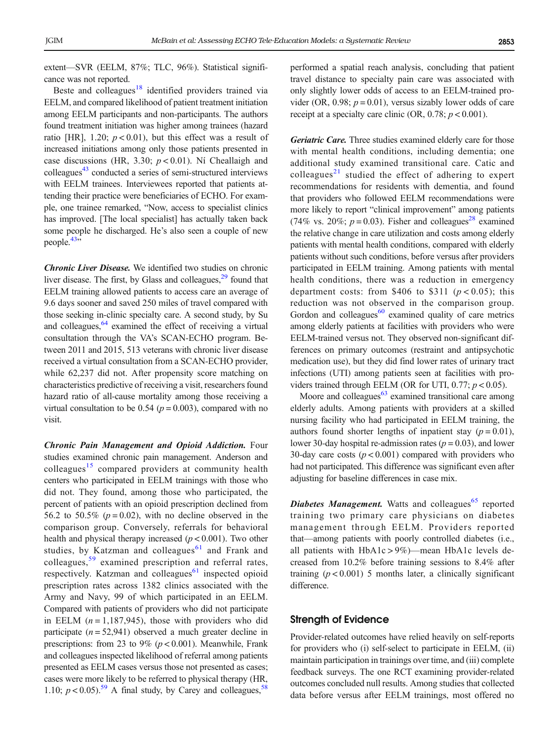extent—SVR (EELM, 87%; TLC, 96%). Statistical significance was not reported.

Beste and colleagues[18] identified providers trained via EELM, and compared likelihood of patient treatment initiation among EELM participants and non-participants. The authors found treatment initiation was higher among trainees (hazard ratio [HR], 1.20; $p < 0.01$), but this effect was a result of increased initiations among only those patients presented in case discussions (HR, 3.30; $p < 0.01$). Ní Cheallaigh and colleagues[43] conducted a series of semi-structured interviews with EELM trainees. Interviewees reported that patients attending their practice were beneficiaries of ECHO. For example, one trainee remarked, "Now, access to specialist clinics has improved. [The local specialist] has actually taken back some people he discharged. He's also seen a couple of new people.[43]"

***Chronic Liver Disease.*** We identified two studies on chronic liver disease. The first, by Glass and colleagues,[29] found that EELM training allowed patients to access care an average of 9.6 days sooner and saved 250 miles of travel compared with those seeking in-clinic specialty care. A second study, by Su and colleagues,[64] examined the effect of receiving a virtual consultation through the VA's SCAN-ECHO program. Between 2011 and 2015, 513 veterans with chronic liver disease received a virtual consultation from a SCAN-ECHO provider, while 62,237 did not. After propensity score matching on characteristics predictive of receiving a visit, researchers found hazard ratio of all-cause mortality among those receiving a virtual consultation to be 0.54 ($p = 0.003$), compared with no visit.

***Chronic Pain Management and Opioid Addiction.*** Four studies examined chronic pain management. Anderson and colleagues[15] compared providers at community health centers who participated in EELM trainings with those who did not. They found, among those who participated, the percent of patients with an opioid prescription declined from 56.2 to 50.5% ($p = 0.02$), with no decline observed in the comparison group. Conversely, referrals for behavioral health and physical therapy increased ($p < 0.001$). Two other studies, by Katzman and colleagues[61] and Frank and colleagues,[59] examined prescription and referral rates, respectively. Katzman and colleagues[61] inspected opioid prescription rates across 1382 clinics associated with the Army and Navy, 99 of which participated in an EELM. Compared with patients of providers who did not participate in EELM ($n = 1,187,945$), those with providers who did participate ($n = 52,941$) observed a much greater decline in prescriptions: from 23 to 9% ($p < 0.001$). Meanwhile, Frank and colleagues inspected likelihood of referral among patients presented as EELM cases versus those not presented as cases; cases were more likely to be referred to physical therapy (HR, 1.10; $p < 0.05$).[59] A final study, by Carey and colleagues,[58] performed a spatial reach analysis, concluding that patient travel distance to specialty pain care was associated with only slightly lower odds of access to an EELM-trained provider (OR, 0.98; $p = 0.01$), versus sizably lower odds of care receipt at a specialty care clinic (OR, 0.78; $p < 0.001$).

***Geriatric Care.*** Three studies examined elderly care for those with mental health conditions, including dementia; one additional study examined transitional care. Catic and colleagues[21] studied the effect of adhering to expert recommendations for residents with dementia, and found that providers who followed EELM recommendations were more likely to report "clinical improvement" among patients (74% vs. 20%; $p = 0.03$). Fisher and colleagues[28] examined the relative change in care utilization and costs among elderly patients with mental health conditions, compared with elderly patients without such conditions, before versus after providers participated in EELM training. Among patients with mental health conditions, there was a reduction in emergency department costs: from \$406 to \$311 ($p < 0.05$); this reduction was not observed in the comparison group. Gordon and colleagues[60] examined quality of care metrics among elderly patients at facilities with providers who were EELM-trained versus not. They observed non-significant differences on primary outcomes (restraint and antipsychotic medication use), but they did find lower rates of urinary tract infections (UTI) among patients seen at facilities with providers trained through EELM (OR for UTI, 0.77; $p < 0.05$).

Moore and colleagues[63] examined transitional care among elderly adults. Among patients with providers at a skilled nursing facility who had participated in EELM training, the authors found shorter lengths of inpatient stay ($p = 0.01$), lower 30-day hospital re-admission rates ($p = 0.03$), and lower 30-day care costs ($p < 0.001$) compared with providers who had not participated. This difference was significant even after adjusting for baseline differences in case mix.

***Diabetes Management.*** Watts and colleagues[65] reported training two primary care physicians on diabetes management through EELM. Providers reported that—among patients with poorly controlled diabetes (i.e., all patients with HbA1c > 9%)—mean HbA1c levels decreased from 10.2% before training sessions to 8.4% after training ($p < 0.001$) 5 months later, a clinically significant difference.

## Strength of Evidence

Provider-related outcomes have relied heavily on self-reports for providers who (i) self-select to participate in EELM, (ii) maintain participation in trainings over time, and (iii) complete feedback surveys. The one RCT examining provider-related outcomes concluded null results. Among studies that collected data before versus after EELM trainings, most offered no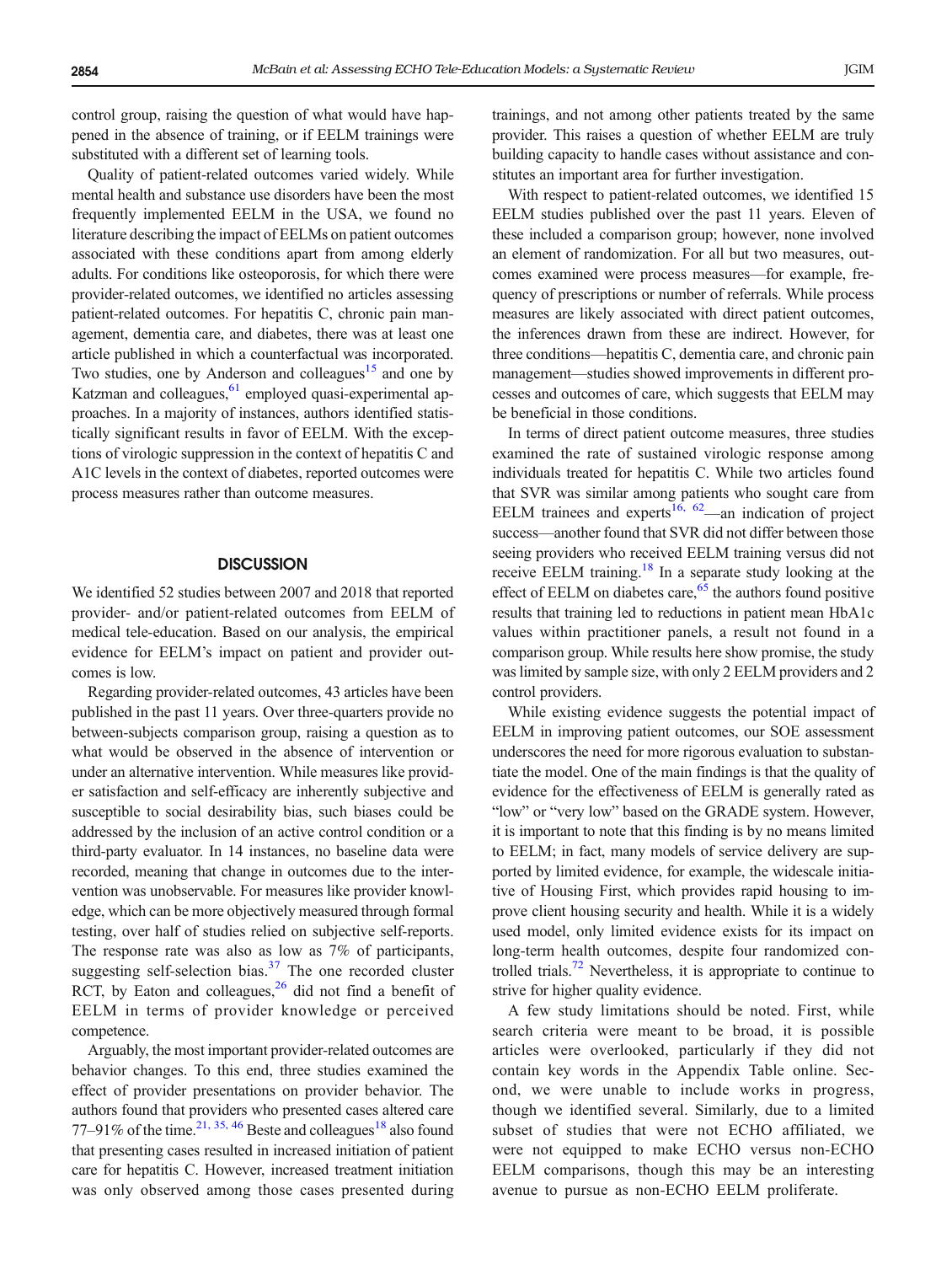control group, raising the question of what would have happened in the absence of training, or if EELM trainings were substituted with a different set of learning tools.

Quality of patient-related outcomes varied widely. While mental health and substance use disorders have been the most frequently implemented EELM in the USA, we found no literature describing the impact of EELMs on patient outcomes associated with these conditions apart from among elderly adults. For conditions like osteoporosis, for which there were provider-related outcomes, we identified no articles assessing patient-related outcomes. For hepatitis C, chronic pain management, dementia care, and diabetes, there was at least one article published in which a counterfactual was incorporated. Two studies, one by Anderson and colleagues[15] and one by Katzman and colleagues,[61] employed quasi-experimental approaches. In a majority of instances, authors identified statistically significant results in favor of EELM. With the exceptions of virologic suppression in the context of hepatitis C and A1C levels in the context of diabetes, reported outcomes were process measures rather than outcome measures.

## DISCUSSION

We identified 52 studies between 2007 and 2018 that reported provider- and/or patient-related outcomes from EELM of medical tele-education. Based on our analysis, the empirical evidence for EELM's impact on patient and provider outcomes is low.

Regarding provider-related outcomes, 43 articles have been published in the past 11 years. Over three-quarters provide no between-subjects comparison group, raising a question as to what would be observed in the absence of intervention or under an alternative intervention. While measures like provider satisfaction and self-efficacy are inherently subjective and susceptible to social desirability bias, such biases could be addressed by the inclusion of an active control condition or a third-party evaluator. In 14 instances, no baseline data were recorded, meaning that change in outcomes due to the intervention was unobservable. For measures like provider knowledge, which can be more objectively measured through formal testing, over half of studies relied on subjective self-reports. The response rate was also as low as 7% of participants, suggesting self-selection bias.[37] The one recorded cluster RCT, by Eaton and colleagues,[26] did not find a benefit of EELM in terms of provider knowledge or perceived competence.

Arguably, the most important provider-related outcomes are behavior changes. To this end, three studies examined the effect of provider presentations on provider behavior. The authors found that providers who presented cases altered care 77–91% of the time.[21, 35, 46] Beste and colleagues[18] also found that presenting cases resulted in increased initiation of patient care for hepatitis C. However, increased treatment initiation was only observed among those cases presented during trainings, and not among other patients treated by the same provider. This raises a question of whether EELM are truly building capacity to handle cases without assistance and constitutes an important area for further investigation.

With respect to patient-related outcomes, we identified 15 EELM studies published over the past 11 years. Eleven of these included a comparison group; however, none involved an element of randomization. For all but two measures, outcomes examined were process measures—for example, frequency of prescriptions or number of referrals. While process measures are likely associated with direct patient outcomes, the inferences drawn from these are indirect. However, for three conditions—hepatitis C, dementia care, and chronic pain management—studies showed improvements in different processes and outcomes of care, which suggests that EELM may be beneficial in those conditions.

In terms of direct patient outcome measures, three studies examined the rate of sustained virologic response among individuals treated for hepatitis C. While two articles found that SVR was similar among patients who sought care from EELM trainees and experts[16, 62]—an indication of project success—another found that SVR did not differ between those seeing providers who received EELM training versus did not receive EELM training.[18] In a separate study looking at the effect of EELM on diabetes care,[65] the authors found positive results that training led to reductions in patient mean HbA1c values within practitioner panels, a result not found in a comparison group. While results here show promise, the study was limited by sample size, with only 2 EELM providers and 2 control providers.

While existing evidence suggests the potential impact of EELM in improving patient outcomes, our SOE assessment underscores the need for more rigorous evaluation to substantiate the model. One of the main findings is that the quality of evidence for the effectiveness of EELM is generally rated as "low" or "very low" based on the GRADE system. However, it is important to note that this finding is by no means limited to EELM; in fact, many models of service delivery are supported by limited evidence, for example, the widescale initiative of Housing First, which provides rapid housing to improve client housing security and health. While it is a widely used model, only limited evidence exists for its impact on long-term health outcomes, despite four randomized controlled trials.[72] Nevertheless, it is appropriate to continue to strive for higher quality evidence.

A few study limitations should be noted. First, while search criteria were meant to be broad, it is possible articles were overlooked, particularly if they did not contain key words in the Appendix Table online. Second, we were unable to include works in progress, though we identified several. Similarly, due to a limited subset of studies that were not ECHO affiliated, we were not equipped to make ECHO versus non-ECHO EELM comparisons, though this may be an interesting avenue to pursue as non-ECHO EELM proliferate.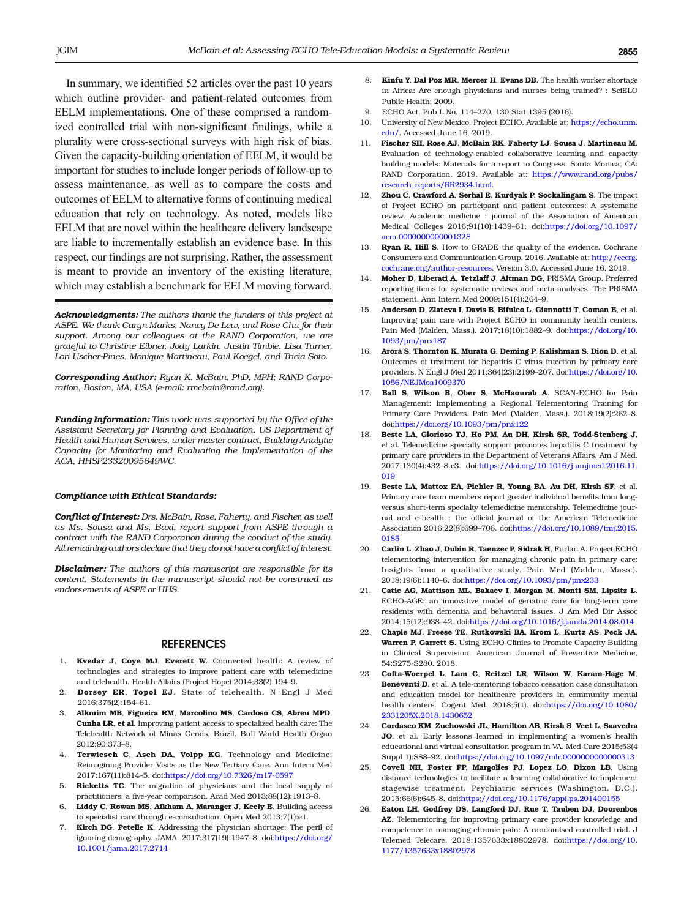In summary, we identified 52 articles over the past 10 years which outline provider- and patient-related outcomes from EELM implementations. One of these comprised a randomized controlled trial with non-significant findings, while a plurality were cross-sectional surveys with high risk of bias. Given the capacity-building orientation of EELM, it would be important for studies to include longer periods of follow-up to assess maintenance, as well as to compare the costs and outcomes of EELM to alternative forms of continuing medical education that rely on technology. As noted, models like EELM that are novel within the healthcare delivery landscape are liable to incrementally establish an evidence base. In this respect, our findings are not surprising. Rather, the assessment is meant to provide an inventory of the existing literature, which may establish a benchmark for EELM moving forward.

***Acknowledgments:*** *The authors thank the funders of this project at ASPE. We thank Caryn Marks, Nancy De Lew, and Rose Chu for their support. Among our colleagues at the RAND Corporation, we are grateful to Christine Eibner, Jody Larkin, Justin Timbie, Lisa Turner, Lori Uscher-Pines, Monique Martineau, Paul Koegel, and Tricia Soto.*

***Corresponding Author:*** *Ryan K. McBain, PhD, MPH; RAND Corporation, Boston, MA, USA (e-mail: rmcbain@rand.org).*

***Funding Information:*** *This work was supported by the Office of the Assistant Secretary for Planning and Evaluation, US Department of Health and Human Services, under master contract, Building Analytic Capacity for Monitoring and Evaluating the Implementation of the ACA, HHSP23320095649WC.*

***Compliance with Ethical Standards:***

***Conflict of Interest:*** *Drs. McBain, Rose, Faherty, and Fischer, as well as Ms. Sousa and Ms. Baxi, report support from ASPE through a contract with the RAND Corporation during the conduct of the study. All remaining authors declare that they do not have a conflict of interest.*

***Disclaimer:*** *The authors of this manuscript are responsible for its content. Statements in the manuscript should not be construed as endorsements of ASPE or HHS.*

## REFERENCES

1. **Kvedar J**, **Coye MJ**, **Everett W**. Connected health: A review of technologies and strategies to improve patient care with telemedicine and telehealth. Health Affairs (Project Hope) 2014;33(2):194–9.
2. **Dorsey ER**, **Topol EJ**. State of telehealth. N Engl J Med 2016;375(2):154–61.
3. **Alkmim MB**, **Figueira RM**, **Marcolino MS**, **Cardoso CS**, **Abreu MPD**, **Cunha LR**, **et al.** Improving patient access to specialized health care: The Telehealth Network of Minas Gerais, Brazil. Bull World Health Organ 2012;90:373–8.
4. **Terwiesch C**, **Asch DA**, **Volpp KG**. Technology and Medicine: Reimagining Provider Visits as the New Tertiary Care. Ann Intern Med 2017;167(11):814–5. doi:https://doi.org/10.7326/m17-0597
5. **Ricketts TC**. The migration of physicians and the local supply of practitioners: a five-year comparison. Acad Med 2013;88(12):1913–8.
6. **Liddy C**, **Rowan MS**, **Afkham A**, **Maranger J**, **Keely E**. Building access to specialist care through e-consultation. Open Med 2013;7(1):e1.
7. **Kirch DG**, **Petelle K**. Addressing the physician shortage: The peril of ignoring demography. JAMA. 2017;317(19):1947–8. doi:https://doi.org/10.1001/jama.2017.2714
8. **Kinfu Y**, **Dal Poz MR**, **Mercer H**, **Evans DB**. The health worker shortage in Africa: Are enough physicians and nurses being trained? : SciELO Public Health; 2009.
9. ECHO Act, Pub L No. 114–270, 130 Stat 1395 (2016).
10. University of New Mexico. Project ECHO. Available at: https://echo.unm.edu/. Accessed June 16, 2019.
11. **Fischer SH**, **Rose AJ**, **McBain RK**, **Faherty LJ**, **Sousa J**, **Martineau M**. Evaluation of technology-enabled collaborative learning and capacity building models: Materials for a report to Congress. Santa Monica, CA: RAND Corporation, 2019. Available at: https://www.rand.org/pubs/research_reports/RR2934.html.
12. **Zhou C**, **Crawford A**, **Serhal E**, **Kurdyak P**, **Sockalingam S**. The impact of Project ECHO on participant and patient outcomes: A systematic review. Academic medicine : journal of the Association of American Medical Colleges 2016;91(10):1439–61. doi:https://doi.org/10.1097/acm.0000000000001328
13. **Ryan R**, **Hill S**. How to GRADE the quality of the evidence. Cochrane Consumers and Communication Group. 2016. Available at: http://cccrg.cochrane.org/author-resources. Version 3.0. Accessed June 16, 2019.
14. **Moher D**, **Liberati A**, **Tetzlaff J**, **Altman DG**, PRISMA Group. Preferred reporting items for systematic reviews and meta-analyses: The PRISMA statement. Ann Intern Med 2009;151(4):264–9.
15. **Anderson D**, **Zlateva I**, **Davis B**, **Bifulco L**, **Giannotti T**, **Coman E**, et al. Improving pain care with Project ECHO in community health centers. Pain Med (Malden, Mass.). 2017;18(10):1882–9. doi:https://doi.org/10.1093/pm/pnx187
16. **Arora S**, **Thornton K**, **Murata G**, **Deming P**, **Kalishman S**, **Dion D**, et al. Outcomes of treatment for hepatitis C virus infection by primary care providers. N Engl J Med 2011;364(23):2199–207. doi:https://doi.org/10.1056/NEJMoa1009370
17. **Ball S**, **Wilson B**, **Ober S**, **McHaourab A**. SCAN-ECHO for Pain Management: Implementing a Regional Telementoring Training for Primary Care Providers. Pain Med (Malden, Mass.). 2018;19(2):262–8. doi:https://doi.org/10.1093/pm/pnx122
18. **Beste LA**, **Glorioso TJ**, **Ho PM**, **Au DH**, **Kirsh SR**, **Todd-Stenberg J**, et al. Telemedicine specialty support promotes hepatitis C treatment by primary care providers in the Department of Veterans Affairs. Am J Med. 2017;130(4):432–8.e3. doi:https://doi.org/10.1016/j.amjmed.2016.11.019
19. **Beste LA**, **Mattox EA**, **Pichler R**, **Young BA**, **Au DH**, **Kirsh SF**, et al. Primary care team members report greater individual benefits from long-versus short-term specialty telemedicine mentorship. Telemedicine journal and e-health : the official journal of the American Telemedicine Association 2016;22(8):699–706. doi:https://doi.org/10.1089/tmj.2015.0185
20. **Carlin L**, **Zhao J**, **Dubin R**, **Taenzer P**, **Sidrak H**, Furlan A. Project ECHO telementoring intervention for managing chronic pain in primary care: Insights from a qualitative study. Pain Med (Malden, Mass.). 2018;19(6):1140–6. doi:https://doi.org/10.1093/pm/pnx233
21. **Catic AG**, **Mattison ML**, **Bakaev I**, **Morgan M**, **Monti SM**, **Lipsitz L**. ECHO-AGE: an innovative model of geriatric care for long-term care residents with dementia and behavioral issues. J Am Med Dir Assoc 2014;15(12):938–42. doi:https://doi.org/10.1016/j.jamda.2014.08.014
22. **Chaple MJ**, **Freese TE**, **Rutkowski BA**, **Krom L**, **Kurtz AS**, **Peck JA**, **Warren P**, **Garrett S**. Using ECHO Clinics to Promote Capacity Building in Clinical Supervision. American Journal of Preventive Medicine, 54:S275-S280. 2018.
23. **Cofta-Woerpel L**, **Lam C**, **Reitzel LR**, **Wilson W**, **Karam-Hage M**, **Beneventi D**, et al. A tele-mentoring tobacco cessation case consultation and education model for healthcare providers in community mental health centers. Cogent Med. 2018;5(1). doi:https://doi.org/10.1080/2331205X.2018.1430652
24. **Cordasco KM**, **Zuchowski JL**, **Hamilton AB**, **Kirsh S**, **Veet L**, **Saavedra JO**, et al. Early lessons learned in implementing a women's health educational and virtual consultation program in VA. Med Care 2015;53(4 Suppl 1):S88–92. doi:https://doi.org/10.1097/mlr.0000000000000313
25. **Covell NH**, **Foster FP**, **Margolies PJ**, **Lopez LO**, **Dixon LB**. Using distance technologies to facilitate a learning collaborative to implement stagewise treatment. Psychiatric services (Washington, D.C.). 2015;66(6):645–8. doi:https://doi.org/10.1176/appi.ps.201400155
26. **Eaton LH**, **Godfrey DS**, **Langford DJ**, **Rue T**, **Tauben DJ**, **Doorenbos AZ**. Telementoring for improving primary care provider knowledge and competence in managing chronic pain: A randomised controlled trial. J Telemed Telecare. 2018:1357633x18802978. doi:https://doi.org/10.1177/1357633x18802978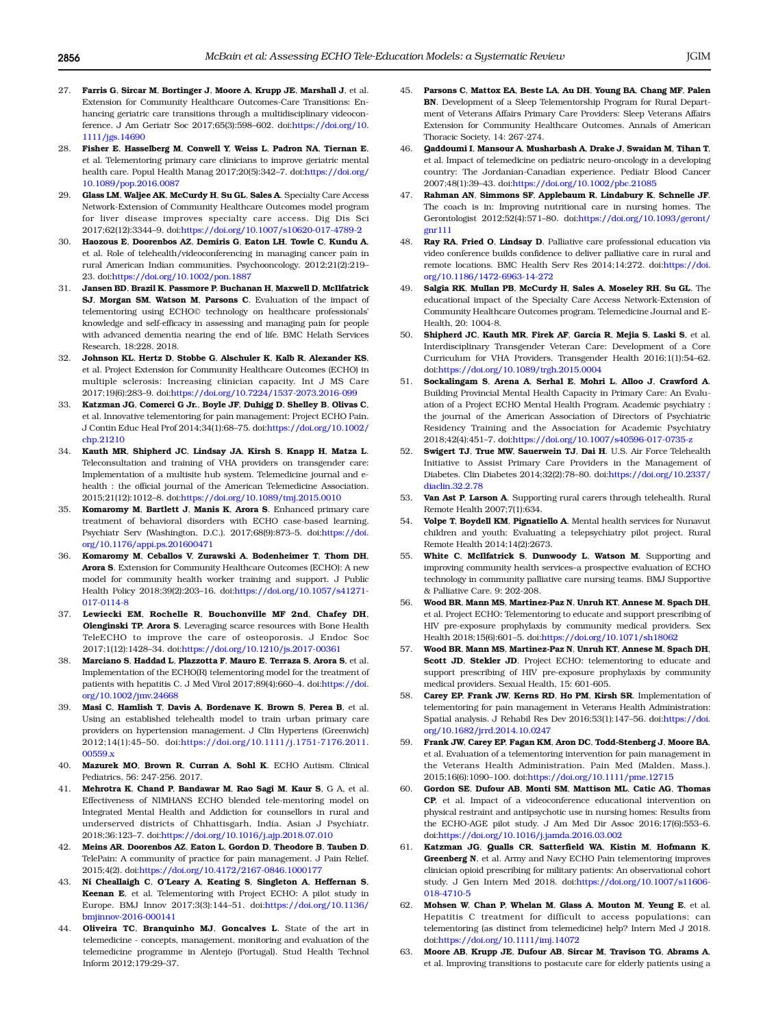27. **Farris G**, **Sircar M**, **Bortinger J**, **Moore A**, **Krupp JE**, **Marshall J**, et al. Extension for Community Healthcare Outcomes-Care Transitions: Enhancing geriatric care transitions through a multidisciplinary videoconference. J Am Geriatr Soc 2017;65(3):598–602. doi:https://doi.org/10.1111/jgs.14690
28. **Fisher E**, **Hasselberg M**, **Conwell Y**, **Weiss L**, **Padron NA**, **Tiernan E**, et al. Telementoring primary care clinicians to improve geriatric mental health care. Popul Health Manag 2017;20(5):342–7. doi:https://doi.org/10.1089/pop.2016.0087
29. **Glass LM**, **Waljee AK**, **McCurdy H**, **Su GL**, **Sales A**. Specialty Care Access Network-Extension of Community Healthcare Outcomes model program for liver disease improves specialty care access. Dig Dis Sci 2017;62(12):3344–9. doi:https://doi.org/10.1007/s10620-017-4789-2
30. **Haozous E**, **Doorenbos AZ**, **Demiris G**, **Eaton LH**, **Towle C**, **Kundu A**, et al. Role of telehealth/videoconferencing in managing cancer pain in rural American Indian communities. Psychooncology. 2012;21(2):219–23. doi:https://doi.org/10.1002/pon.1887
31. **Jansen BD**, **Brazil K**, **Passmore P**, **Buchanan H**, **Maxwell D**, **McIlfatrick SJ**, **Morgan SM**, **Watson M**, **Parsons C**. Evaluation of the impact of telementoring using ECHO© technology on healthcare professionals' knowledge and self-efficacy in assessing and managing pain for people with advanced dementia nearing the end of life. BMC Helath Services Research, 18:228. 2018.
32. **Johnson KL**, **Hertz D**, **Stobbe G**, **Alschuler K**, **Kalb R**, **Alexander KS**, et al. Project Extension for Community Healthcare Outcomes (ECHO) in multiple sclerosis: Increasing clinician capacity. Int J MS Care 2017;19(6):283–9. doi:https://doi.org/10.7224/1537-2073.2016-099
33. **Katzman JG**, **Comerci G Jr.**, **Boyle JF**, **Duhigg D**, **Shelley B**, **Olivas C**, et al. Innovative telementoring for pain management: Project ECHO Pain. J Contin Educ Heal Prof 2014;34(1):68–75. doi:https://doi.org/10.1002/chp.21210
34. **Kauth MR**, **Shipherd JC**, **Lindsay JA**, **Kirsh S**, **Knapp H**, **Matza L**. Teleconsultation and training of VHA providers on transgender care: Implementation of a multisite hub system. Telemedicine journal and e-health : the official journal of the American Telemedicine Association. 2015;21(12):1012–8. doi:https://doi.org/10.1089/tmj.2015.0010
35. **Komaromy M**, **Bartlett J**, **Manis K**, **Arora S**. Enhanced primary care treatment of behavioral disorders with ECHO case-based learning. Psychiatr Serv (Washington, D.C.). 2017;68(9):873–5. doi:https://doi.org/10.1176/appi.ps.201600471
36. **Komaromy M**, **Ceballos V**, **Zurawski A**, **Bodenheimer T**, **Thom DH**, **Arora S**. Extension for Community Healthcare Outcomes (ECHO): A new model for community health worker training and support. J Public Health Policy 2018;39(2):203–16. doi:https://doi.org/10.1057/s41271-017-0114-8
37. **Lewiecki EM**, **Rochelle R**, **Bouchonville MF 2nd**, **Chafey DH**, **Olenginski TP**, **Arora S**. Leveraging scarce resources with Bone Health TeleECHO to improve the care of osteoporosis. J Endoc Soc 2017;1(12):1428–34. doi:https://doi.org/10.1210/js.2017-00361
38. **Marciano S**, **Haddad L**, **Plazzotta F**, **Mauro E**, **Terraza S**, **Arora S**, et al. Implementation of the ECHO(R) telementoring model for the treatment of patients with hepatitis C. J Med Virol 2017;89(4):660–4. doi:https://doi.org/10.1002/jmv.24668
39. **Masi C**, **Hamlish T**, **Davis A**, **Bordenave K**, **Brown S**, **Perea B**, et al. Using an established telehealth model to train urban primary care providers on hypertension management. J Clin Hypertens (Greenwich) 2012;14(1):45–50. doi:https://doi.org/10.1111/j.1751-7176.2011.00559.x
40. **Mazurek MO**, **Brown R**, **Curran A**, **Sohl K**. ECHO Autism. Clinical Pediatrics, 56: 247-256. 2017.
41. **Mehrotra K**, **Chand P**, **Bandawar M**, **Rao Sagi M**, **Kaur S**, G A, et al. Effectiveness of NIMHANS ECHO blended tele-mentoring model on Integrated Mental Health and Addiction for counsellors in rural and underserved districts of Chhattisgarh, India. Asian J Psychiatr. 2018;36:123–7. doi:https://doi.org/10.1016/j.ajp.2018.07.010
42. **Meins AR**, **Doorenbos AZ**, **Eaton L**, **Gordon D**, **Theodore B**, **Tauben D**. TelePain: A community of practice for pain management. J Pain Relief. 2015;4(2). doi:https://doi.org/10.4172/2167-0846.1000177
43. **Ní Cheallaigh C**, **O'Leary A**, **Keating S**, **Singleton A**, **Heffernan S**, **Keenan E**, et al. Telementoring with Project ECHO: A pilot study in Europe. BMJ Innov 2017;3(3):144–51. doi:https://doi.org/10.1136/bmjinnov-2016-000141
44. **Oliveira TC**, **Branquinho MJ**, **Goncalves L**. State of the art in telemedicine - concepts, management, monitoring and evaluation of the telemedicine programme in Alentejo (Portugal). Stud Health Technol Inform 2012;179:29–37.
45. **Parsons C**, **Mattox EA**, **Beste LA**, **Au DH**, **Young BA**, **Chang MF**, **Palen BN**. Development of a Sleep Telementorship Program for Rural Department of Veterans Affairs Primary Care Providers: Sleep Veterans Affairs Extension for Community Healthcare Outcomes. Annals of American Thoracic Society, 14: 267-274.
46. **Qaddoumi I**, **Mansour A**, **Musharbash A**, **Drake J**, **Swaidan M**, **Tihan T**, et al. Impact of telemedicine on pediatric neuro-oncology in a developing country: The Jordanian-Canadian experience. Pediatr Blood Cancer 2007;48(1):39–43. doi:https://doi.org/10.1002/pbc.21085
47. **Rahman AN**, **Simmons SF**, **Applebaum R**, **Lindabury K**, **Schnelle JF**. The coach is in: Improving nutritional care in nursing homes. The Gerontologist 2012;52(4):571–80. doi:https://doi.org/10.1093/geront/gnr111
48. **Ray RA**, **Fried O**, **Lindsay D**. Palliative care professional education via video conference builds confidence to deliver palliative care in rural and remote locations. BMC Health Serv Res 2014;14:272. doi:https://doi.org/10.1186/1472-6963-14-272
49. **Salgia RK**, **Mullan PB**, **McCurdy H**, **Sales A**, **Moseley RH**, **Su GL**. The educational impact of the Specialty Care Access Network-Extension of Community Healthcare Outcomes program. Telemedicine Journal and E-Health, 20: 1004-8.
50. **Shipherd JC**, **Kauth MR**, **Firek AF**, **Garcia R**, **Mejia S**, **Laski S**, et al. Interdisciplinary Transgender Veteran Care: Development of a Core Curriculum for VHA Providers. Transgender Health 2016;1(1):54–62. doi:https://doi.org/10.1089/trgh.2015.0004
51. **Sockalingam S**, **Arena A**, **Serhal E**, **Mohri L**, **Alloo J**, **Crawford A**. Building Provincial Mental Health Capacity in Primary Care: An Evaluation of a Project ECHO Mental Health Program. Academic psychiatry : the journal of the American Association of Directors of Psychiatric Residency Training and the Association for Academic Psychiatry 2018;42(4):451–7. doi:https://doi.org/10.1007/s40596-017-0735-z
52. **Swigert TJ**, **True MW**, **Sauerwein TJ**, **Dai H**. U.S. Air Force Telehealth Initiative to Assist Primary Care Providers in the Management of Diabetes. Clin Diabetes 2014;32(2):78–80. doi:https://doi.org/10.2337/diaclin.32.2.78
53. **Van Ast P**, **Larson A**. Supporting rural carers through telehealth. Rural Remote Health 2007;7(1):634.
54. **Volpe T**, **Boydell KM**, **Pignatiello A**. Mental health services for Nunavut children and youth: Evaluating a telepsychiatry pilot project. Rural Remote Health 2014;14(2):2673.
55. **White C**, **McIlfatrick S**, **Dunwoody L**, **Watson M**. Supporting and improving community health services–a prospective evaluation of ECHO technology in community palliative care nursing teams. BMJ Supportive & Palliative Care. 9: 202-208.
56. **Wood BR**, **Mann MS**, **Martinez-Paz N**, **Unruh KT**, **Annese M**, **Spach DH**, et al. Project ECHO: Telementoring to educate and support prescribing of HIV pre-exposure prophylaxis by community medical providers. Sex Health 2018;15(6):601–5. doi:https://doi.org/10.1071/sh18062
57. **Wood BR**, **Mann MS**, **Martinez-Paz N**, **Unruh KT**, **Annese M**, **Spach DH**, **Scott JD**, **Stekler JD**. Project ECHO: telementoring to educate and support prescribing of HIV pre-exposure prophylaxis by community medical providers. Sexual Health, 15: 601-605.
58. **Carey EP**, **Frank JW**, **Kerns RD**, **Ho PM**, **Kirsh SR**. Implementation of telementoring for pain management in Veterans Health Administration: Spatial analysis. J Rehabil Res Dev 2016;53(1):147–56. doi:https://doi.org/10.1682/jrrd.2014.10.0247
59. **Frank JW**, **Carey EP**, **Fagan KM**, **Aron DC**, **Todd-Stenberg J**, **Moore BA**, et al. Evaluation of a telementoring intervention for pain management in the Veterans Health Administration. Pain Med (Malden, Mass.). 2015;16(6):1090–100. doi:https://doi.org/10.1111/pme.12715
60. **Gordon SE**, **Dufour AB**, **Monti SM**, **Mattison ML**, **Catic AG**, **Thomas CP**, et al. Impact of a videoconference educational intervention on physical restraint and antipsychotic use in nursing homes: Results from the ECHO-AGE pilot study. J Am Med Dir Assoc 2016;17(6):553–6. doi:https://doi.org/10.1016/j.jamda.2016.03.002
61. **Katzman JG**, **Qualls CR**, **Satterfield WA**, **Kistin M**, **Hofmann K**, **Greenberg N**, et al. Army and Navy ECHO Pain telementoring improves clinician opioid prescribing for military patients: An observational cohort study. J Gen Intern Med 2018. doi:https://doi.org/10.1007/s11606-018-4710-5
62. **Mohsen W**, **Chan P**, **Whelan M**, **Glass A**, **Mouton M**, **Yeung E**, et al. Hepatitis C treatment for difficult to access populations; can telementoring (as distinct from telemedicine) help? Intern Med J 2018. doi:https://doi.org/10.1111/imj.14072
63. **Moore AB**, **Krupp JE**, **Dufour AB**, **Sircar M**, **Travison TG**, **Abrams A**, et al. Improving transitions to postacute care for elderly patients using a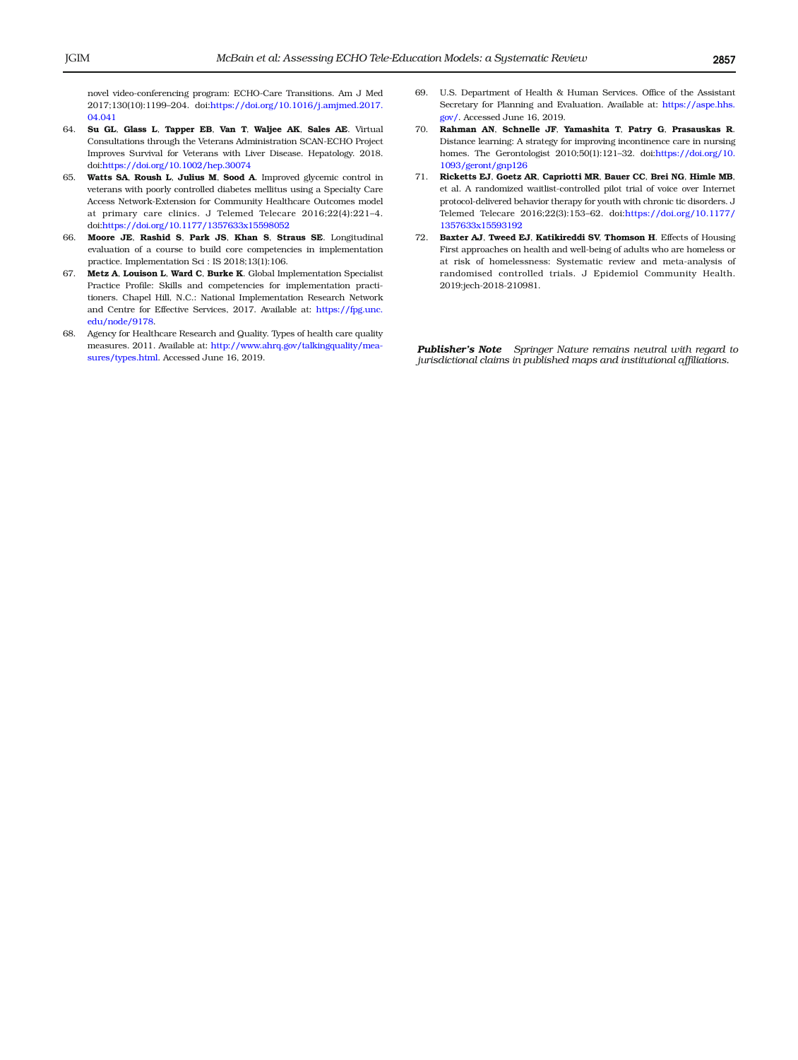novel video-conferencing program: ECHO-Care Transitions. Am J Med 2017;130(10):1199–204. doi:https://doi.org/10.1016/j.amjmed.2017.04.041

64. **Su GL**, **Glass L**, **Tapper EB**, **Van T**, **Waljee AK**, **Sales AE**. Virtual Consultations through the Veterans Administration SCAN-ECHO Project Improves Survival for Veterans with Liver Disease. Hepatology. 2018. doi:https://doi.org/10.1002/hep.30074
65. **Watts SA**, **Roush L**, **Julius M**, **Sood A**. Improved glycemic control in veterans with poorly controlled diabetes mellitus using a Specialty Care Access Network-Extension for Community Healthcare Outcomes model at primary care clinics. J Telemed Telecare 2016;22(4):221–4. doi:https://doi.org/10.1177/1357633x15598052
66. **Moore JE**, **Rashid S**, **Park JS**, **Khan S**, **Straus SE**. Longitudinal evaluation of a course to build core competencies in implementation practice. Implementation Sci : IS 2018;13(1):106.
67. **Metz A**, **Louison L**, **Ward C**, **Burke K**. Global Implementation Specialist Practice Profile: Skills and competencies for implementation practitioners. Chapel Hill, N.C.: National Implementation Research Network and Centre for Effective Services, 2017. Available at: https://fpg.unc.edu/node/9178.
68. Agency for Healthcare Research and Quality. Types of health care quality measures. 2011. Available at: http://www.ahrq.gov/talkingquality/measures/types.html. Accessed June 16, 2019.
69. U.S. Department of Health & Human Services. Office of the Assistant Secretary for Planning and Evaluation. Available at: https://aspe.hhs.gov/. Accessed June 16, 2019.
70. **Rahman AN**, **Schnelle JF**, **Yamashita T**, **Patry G**, **Prasauskas R**. Distance learning: A strategy for improving incontinence care in nursing homes. The Gerontologist 2010;50(1):121–32. doi:https://doi.org/10.1093/geront/gnp126
71. **Ricketts EJ**, **Goetz AR**, **Capriotti MR**, **Bauer CC**, **Brei NG**, **Himle MB**, et al. A randomized waitlist-controlled pilot trial of voice over Internet protocol-delivered behavior therapy for youth with chronic tic disorders. J Telemed Telecare 2016;22(3):153–62. doi:https://doi.org/10.1177/1357633x15593192
72. **Baxter AJ**, **Tweed EJ**, **Katikireddi SV**, **Thomson H**. Effects of Housing First approaches on health and well-being of adults who are homeless or at risk of homelessness: Systematic review and meta-analysis of randomised controlled trials. J Epidemiol Community Health. 2019:jech-2018-210981.

***Publisher's Note*** *Springer Nature remains neutral with regard to jurisdictional claims in published maps and institutional affiliations.*